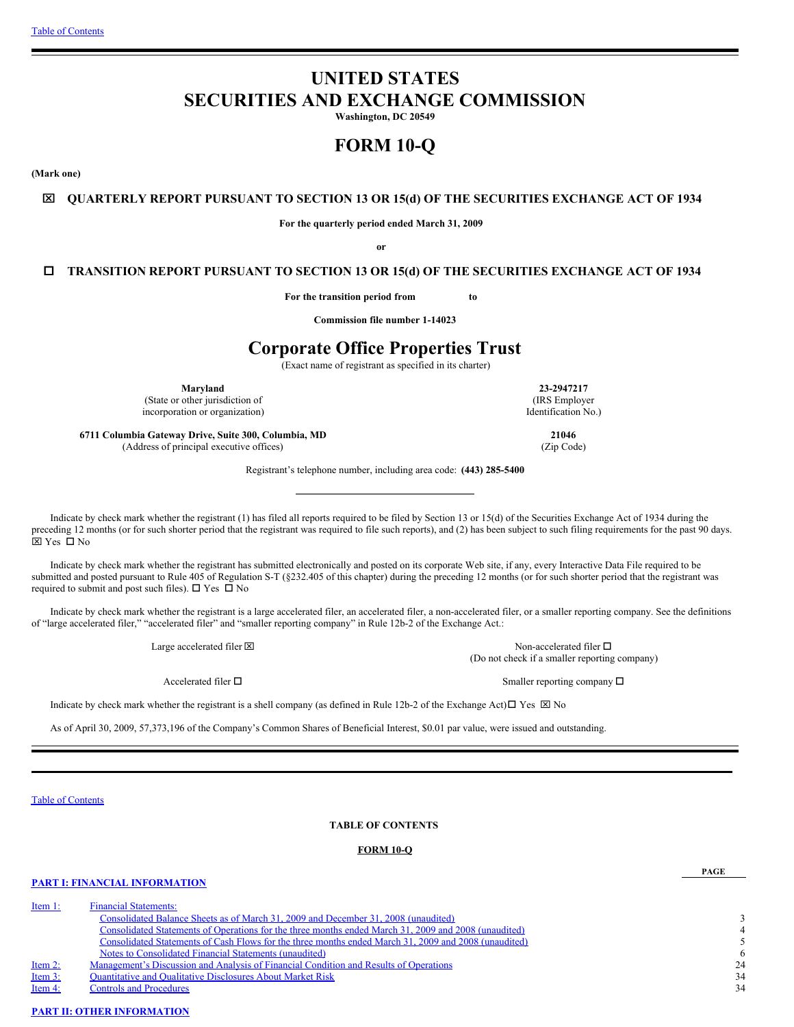# UNITED STATES
# SECURITIES AND EXCHANGE COMMISSION

**Washington, DC 20549**

# FORM 10-Q

**(Mark one)**

☒ **QUARTERLY REPORT PURSUANT TO SECTION 13 OR 15(d) OF THE SECURITIES EXCHANGE ACT OF 1934**

**For the quarterly period ended March 31, 2009**

**or**

☐ **TRANSITION REPORT PURSUANT TO SECTION 13 OR 15(d) OF THE SECURITIES EXCHANGE ACT OF 1934**

**For the transition period from to**

**Commission file number 1-14023**

# Corporate Office Properties Trust

(Exact name of registrant as specified in its charter)

| | |
|---|---|
| **Maryland** (State or other jurisdiction of incorporation or organization) | **23-2947217** (IRS Employer Identification No.) |
| **6711 Columbia Gateway Drive, Suite 300, Columbia, MD** (Address of principal executive offices) | **21046** (Zip Code) |

Registrant's telephone number, including area code: **(443) 285-5400**

Indicate by check mark whether the registrant (1) has filed all reports required to be filed by Section 13 or 15(d) of the Securities Exchange Act of 1934 during the preceding 12 months (or for such shorter period that the registrant was required to file such reports), and (2) has been subject to such filing requirements for the past 90 days. ☒ Yes ☐ No

Indicate by check mark whether the registrant has submitted electronically and posted on its corporate Web site, if any, every Interactive Data File required to be submitted and posted pursuant to Rule 405 of Regulation S-T (§232.405 of this chapter) during the preceding 12 months (or for such shorter period that the registrant was required to submit and post such files). ☐ Yes ☐ No

Indicate by check mark whether the registrant is a large accelerated filer, an accelerated filer, a non-accelerated filer, or a smaller reporting company. See the definitions of "large accelerated filer," "accelerated filer" and "smaller reporting company" in Rule 12b-2 of the Exchange Act.:

| | |
|---|---|
| Large accelerated filer ☒ | Non-accelerated filer ☐ (Do not check if a smaller reporting company) |
| Accelerated filer ☐ | Smaller reporting company ☐ |

Indicate by check mark whether the registrant is a shell company (as defined in Rule 12b-2 of the Exchange Act) ☐ Yes ☒ No

As of April 30, 2009, 57,373,196 of the Company's Common Shares of Beneficial Interest, $0.01 par value, were issued and outstanding.

---

**TABLE OF CONTENTS**

**FORM 10-Q**

| | | PAGE |
|---|---|---|
| **PART I: FINANCIAL INFORMATION** | | |
| Item 1: | Financial Statements: | |
| | Consolidated Balance Sheets as of March 31, 2009 and December 31, 2008 (unaudited) | 3 |
| | Consolidated Statements of Operations for the three months ended March 31, 2009 and 2008 (unaudited) | 4 |
| | Consolidated Statements of Cash Flows for the three months ended March 31, 2009 and 2008 (unaudited) | 5 |
| | Notes to Consolidated Financial Statements (unaudited) | 6 |
| Item 2: | Management's Discussion and Analysis of Financial Condition and Results of Operations | 24 |
| Item 3: | Quantitative and Qualitative Disclosures About Market Risk | 34 |
| Item 4: | Controls and Procedures | 34 |
| **PART II: OTHER INFORMATION** | | |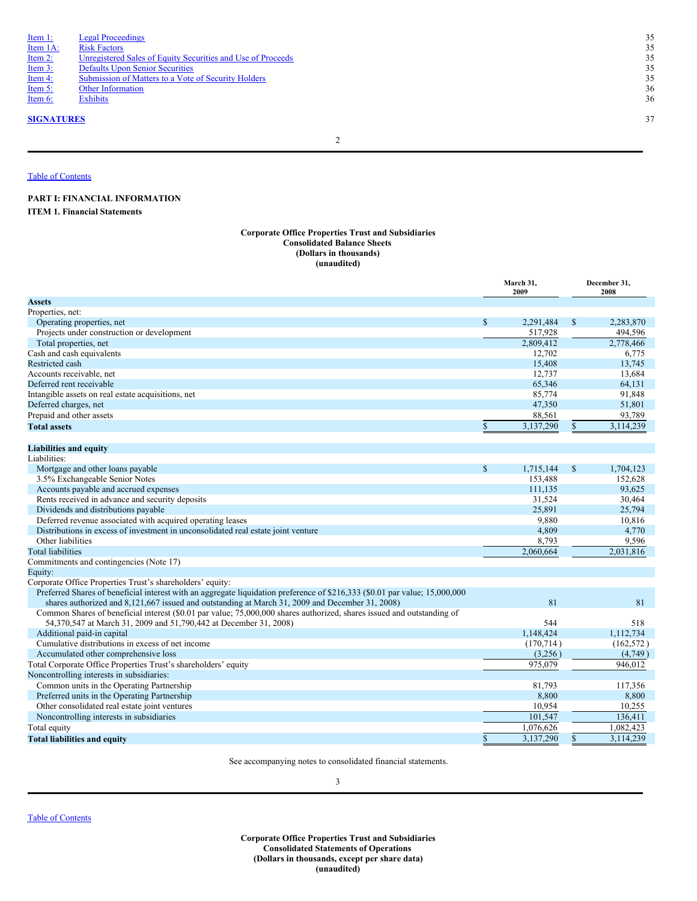| | | |
|---|---|---|
| Item 1: | Legal Proceedings | 35 |
| Item 1A: | Risk Factors | 35 |
| Item 2: | Unregistered Sales of Equity Securities and Use of Proceeds | 35 |
| Item 3: | Defaults Upon Senior Securities | 35 |
| Item 4: | Submission of Matters to a Vote of Security Holders | 35 |
| Item 5: | Other Information | 36 |
| Item 6: | Exhibits | 36 |

**SIGNATURES** 37

Table of Contents

**PART I: FINANCIAL INFORMATION**

**ITEM 1. Financial Statements**

**Corporate Office Properties Trust and Subsidiaries**
**Consolidated Balance Sheets**
**(Dollars in thousands)**
**(unaudited)**

| | March 31, 2009 | December 31, 2008 |
|---|---|---|
| **Assets** | | |
| Properties, net: | | |
| Operating properties, net | $ 2,291,484 | $ 2,283,870 |
| Projects under construction or development | 517,928 | 494,596 |
| Total properties, net | 2,809,412 | 2,778,466 |
| Cash and cash equivalents | 12,702 | 6,775 |
| Restricted cash | 15,408 | 13,745 |
| Accounts receivable, net | 12,737 | 13,684 |
| Deferred rent receivable | 65,346 | 64,131 |
| Intangible assets on real estate acquisitions, net | 85,774 | 91,848 |
| Deferred charges, net | 47,350 | 51,801 |
| Prepaid and other assets | 88,561 | 93,789 |
| **Total assets** | $ 3,137,290 | $ 3,114,239 |
| | | |
| **Liabilities and equity** | | |
| Liabilities: | | |
| Mortgage and other loans payable | $ 1,715,144 | $ 1,704,123 |
| 3.5% Exchangeable Senior Notes | 153,488 | 152,628 |
| Accounts payable and accrued expenses | 111,135 | 93,625 |
| Rents received in advance and security deposits | 31,524 | 30,464 |
| Dividends and distributions payable | 25,891 | 25,794 |
| Deferred revenue associated with acquired operating leases | 9,880 | 10,816 |
| Distributions in excess of investment in unconsolidated real estate joint venture | 4,809 | 4,770 |
| Other liabilities | 8,793 | 9,596 |
| Total liabilities | 2,060,664 | 2,031,816 |
| Commitments and contingencies (Note 17) | | |
| Equity: | | |
| Corporate Office Properties Trust's shareholders' equity: | | |
| Preferred Shares of beneficial interest with an aggregate liquidation preference of $216,333 ($0.01 par value; 15,000,000 shares authorized and 8,121,667 issued and outstanding at March 31, 2009 and December 31, 2008) | 81 | 81 |
| Common Shares of beneficial interest ($0.01 par value; 75,000,000 shares authorized, shares issued and outstanding of 54,370,547 at March 31, 2009 and 51,790,442 at December 31, 2008) | 544 | 518 |
| Additional paid-in capital | 1,148,424 | 1,112,734 |
| Cumulative distributions in excess of net income | (170,714) | (162,572) |
| Accumulated other comprehensive loss | (3,256) | (4,749) |
| Total Corporate Office Properties Trust's shareholders' equity | 975,079 | 946,012 |
| Noncontrolling interests in subsidiaries: | | |
| Common units in the Operating Partnership | 81,793 | 117,356 |
| Preferred units in the Operating Partnership | 8,800 | 8,800 |
| Other consolidated real estate joint ventures | 10,954 | 10,255 |
| Noncontrolling interests in subsidiaries | 101,547 | 136,411 |
| Total equity | 1,076,626 | 1,082,423 |
| **Total liabilities and equity** | $ 3,137,290 | $ 3,114,239 |

See accompanying notes to consolidated financial statements.

Table of Contents

**Corporate Office Properties Trust and Subsidiaries**
**Consolidated Statements of Operations**
**(Dollars in thousands, except per share data)**
**(unaudited)**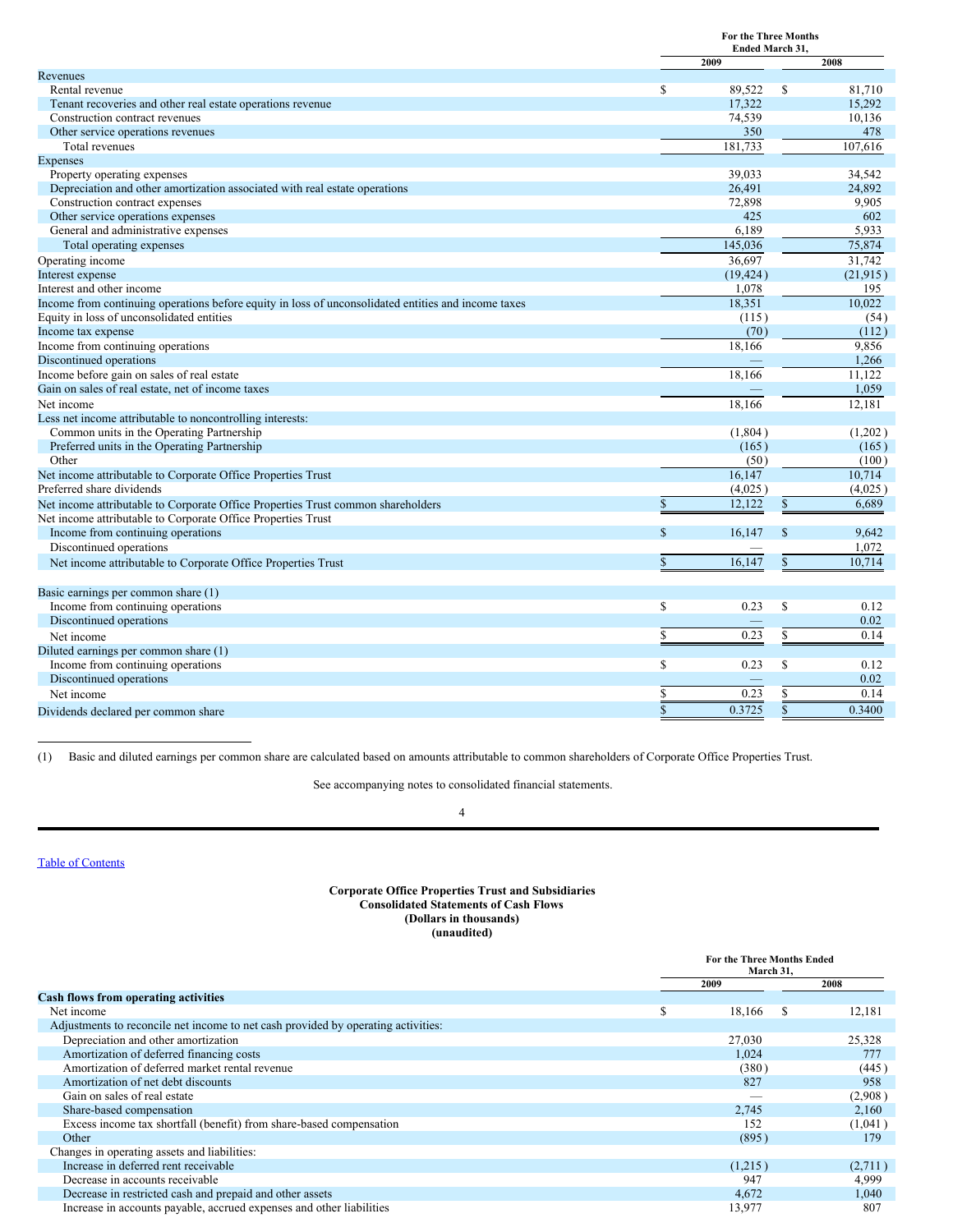| | For the Three Months Ended March 31, | |
|---|---|---|
| | 2009 | 2008 |
| Revenues | | |
| Rental revenue | $ 89,522 | $ 81,710 |
| Tenant recoveries and other real estate operations revenue | 17,322 | 15,292 |
| Construction contract revenues | 74,539 | 10,136 |
| Other service operations revenues | 350 | 478 |
| Total revenues | 181,733 | 107,616 |
| Expenses | | |
| Property operating expenses | 39,033 | 34,542 |
| Depreciation and other amortization associated with real estate operations | 26,491 | 24,892 |
| Construction contract expenses | 72,898 | 9,905 |
| Other service operations expenses | 425 | 602 |
| General and administrative expenses | 6,189 | 5,933 |
| Total operating expenses | 145,036 | 75,874 |
| Operating income | 36,697 | 31,742 |
| Interest expense | (19,424) | (21,915) |
| Interest and other income | 1,078 | 195 |
| Income from continuing operations before equity in loss of unconsolidated entities and income taxes | 18,351 | 10,022 |
| Equity in loss of unconsolidated entities | (115) | (54) |
| Income tax expense | (70) | (112) |
| Income from continuing operations | 18,166 | 9,856 |
| Discontinued operations | — | 1,266 |
| Income before gain on sales of real estate | 18,166 | 11,122 |
| Gain on sales of real estate, net of income taxes | — | 1,059 |
| Net income | 18,166 | 12,181 |
| Less net income attributable to noncontrolling interests: | | |
| Common units in the Operating Partnership | (1,804) | (1,202) |
| Preferred units in the Operating Partnership | (165) | (165) |
| Other | (50) | (100) |
| Net income attributable to Corporate Office Properties Trust | 16,147 | 10,714 |
| Preferred share dividends | (4,025) | (4,025) |
| Net income attributable to Corporate Office Properties Trust common shareholders | $ 12,122 | $ 6,689 |
| Net income attributable to Corporate Office Properties Trust | | |
| Income from continuing operations | $ 16,147 | $ 9,642 |
| Discontinued operations | — | 1,072 |
| Net income attributable to Corporate Office Properties Trust | $ 16,147 | $ 10,714 |
| | | |
| Basic earnings per common share (1) | | |
| Income from continuing operations | $ 0.23 | $ 0.12 |
| Discontinued operations | — | 0.02 |
| Net income | $ 0.23 | $ 0.14 |
| Diluted earnings per common share (1) | | |
| Income from continuing operations | $ 0.23 | $ 0.12 |
| Discontinued operations | — | 0.02 |
| Net income | $ 0.23 | $ 0.14 |
| Dividends declared per common share | $ 0.3725 | $ 0.3400 |

(1) Basic and diluted earnings per common share are calculated based on amounts attributable to common shareholders of Corporate Office Properties Trust.

See accompanying notes to consolidated financial statements.

[Table of Contents](#)

**Corporate Office Properties Trust and Subsidiaries**
**Consolidated Statements of Cash Flows**
**(Dollars in thousands)**
**(unaudited)**

| | For the Three Months Ended March 31, | |
|---|---|---|
| | 2009 | 2008 |
| **Cash flows from operating activities** | | |
| Net income | $ 18,166 | $ 12,181 |
| Adjustments to reconcile net income to net cash provided by operating activities: | | |
| Depreciation and other amortization | 27,030 | 25,328 |
| Amortization of deferred financing costs | 1,024 | 777 |
| Amortization of deferred market rental revenue | (380) | (445) |
| Amortization of net debt discounts | 827 | 958 |
| Gain on sales of real estate | — | (2,908) |
| Share-based compensation | 2,745 | 2,160 |
| Excess income tax shortfall (benefit) from share-based compensation | 152 | (1,041) |
| Other | (895) | 179 |
| Changes in operating assets and liabilities: | | |
| Increase in deferred rent receivable | (1,215) | (2,711) |
| Decrease in accounts receivable | 947 | 4,999 |
| Decrease in restricted cash and prepaid and other assets | 4,672 | 1,040 |
| Increase in accounts payable, accrued expenses and other liabilities | 13,977 | 807 |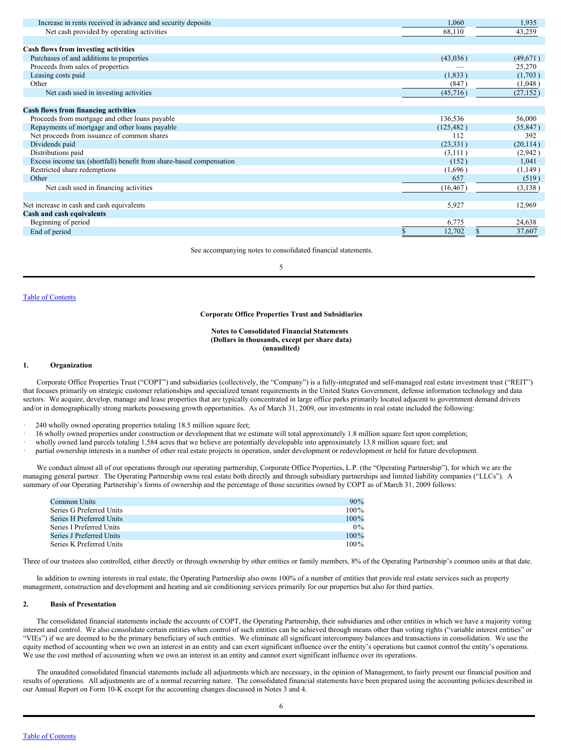| | | |
|---|---|---|
| Increase in rents received in advance and security deposits | 1,060 | 1,935 |
| Net cash provided by operating activities | 68,110 | 43,259 |
| | | |
| **Cash flows from investing activities** | | |
| Purchases of and additions to properties | (43,036) | (49,671) |
| Proceeds from sales of properties | — | 25,270 |
| Leasing costs paid | (1,833) | (1,703) |
| Other | (847) | (1,048) |
| Net cash used in investing activities | (45,716) | (27,152) |
| | | |
| **Cash flows from financing activities** | | |
| Proceeds from mortgage and other loans payable | 136,536 | 56,000 |
| Repayments of mortgage and other loans payable | (125,482) | (35,847) |
| Net proceeds from issuance of common shares | 112 | 392 |
| Dividends paid | (23,331) | (20,114) |
| Distributions paid | (3,111) | (2,942) |
| Excess income tax (shortfall) benefit from share-based compensation | (152) | 1,041 |
| Restricted share redemptions | (1,696) | (1,149) |
| Other | 657 | (519) |
| Net cash used in financing activities | (16,467) | (3,138) |
| | | |
| Net increase in cash and cash equivalents | 5,927 | 12,969 |
| **Cash and cash equivalents** | | |
| Beginning of period | 6,775 | 24,638 |
| End of period | $ 12,702 | $ 37,607 |

See accompanying notes to consolidated financial statements.

**Corporate Office Properties Trust and Subsidiaries**

**Notes to Consolidated Financial Statements**
**(Dollars in thousands, except per share data)**
**(unaudited)**

## 1. Organization

Corporate Office Properties Trust ("COPT") and subsidiaries (collectively, the "Company") is a fully-integrated and self-managed real estate investment trust ("REIT") that focuses primarily on strategic customer relationships and specialized tenant requirements in the United States Government, defense information technology and data sectors. We acquire, develop, manage and lease properties that are typically concentrated in large office parks primarily located adjacent to government demand drivers and/or in demographically strong markets possessing growth opportunities. As of March 31, 2009, our investments in real estate included the following:

- 240 wholly owned operating properties totaling 18.5 million square feet;
- 16 wholly owned properties under construction or development that we estimate will total approximately 1.8 million square feet upon completion;
- wholly owned land parcels totaling 1,584 acres that we believe are potentially developable into approximately 13.8 million square feet; and
- partial ownership interests in a number of other real estate projects in operation, under development or redevelopment or held for future development.

We conduct almost all of our operations through our operating partnership, Corporate Office Properties, L.P. (the "Operating Partnership"), for which we are the managing general partner. The Operating Partnership owns real estate both directly and through subsidiary partnerships and limited liability companies ("LLCs"). A summary of our Operating Partnership's forms of ownership and the percentage of those securities owned by COPT as of March 31, 2009 follows:

| | |
|---|---|
| Common Units | 90% |
| Series G Preferred Units | 100% |
| Series H Preferred Units | 100% |
| Series I Preferred Units | 0% |
| Series J Preferred Units | 100% |
| Series K Preferred Units | 100% |

Three of our trustees also controlled, either directly or through ownership by other entities or family members, 8% of the Operating Partnership's common units at that date.

In addition to owning interests in real estate, the Operating Partnership also owns 100% of a number of entities that provide real estate services such as property management, construction and development and heating and air conditioning services primarily for our properties but also for third parties.

## 2. Basis of Presentation

The consolidated financial statements include the accounts of COPT, the Operating Partnership, their subsidiaries and other entities in which we have a majority voting interest and control. We also consolidate certain entities when control of such entities can be achieved through means other than voting rights ("variable interest entities" or "VIEs") if we are deemed to be the primary beneficiary of such entities. We eliminate all significant intercompany balances and transactions in consolidation. We use the equity method of accounting when we own an interest in an entity and can exert significant influence over the entity's operations but cannot control the entity's operations. We use the cost method of accounting when we own an interest in an entity and cannot exert significant influence over its operations.

The unaudited consolidated financial statements include all adjustments which are necessary, in the opinion of Management, to fairly present our financial position and results of operations. All adjustments are of a normal recurring nature. The consolidated financial statements have been prepared using the accounting policies described in our Annual Report on Form 10-K except for the accounting changes discussed in Notes 3 and 4.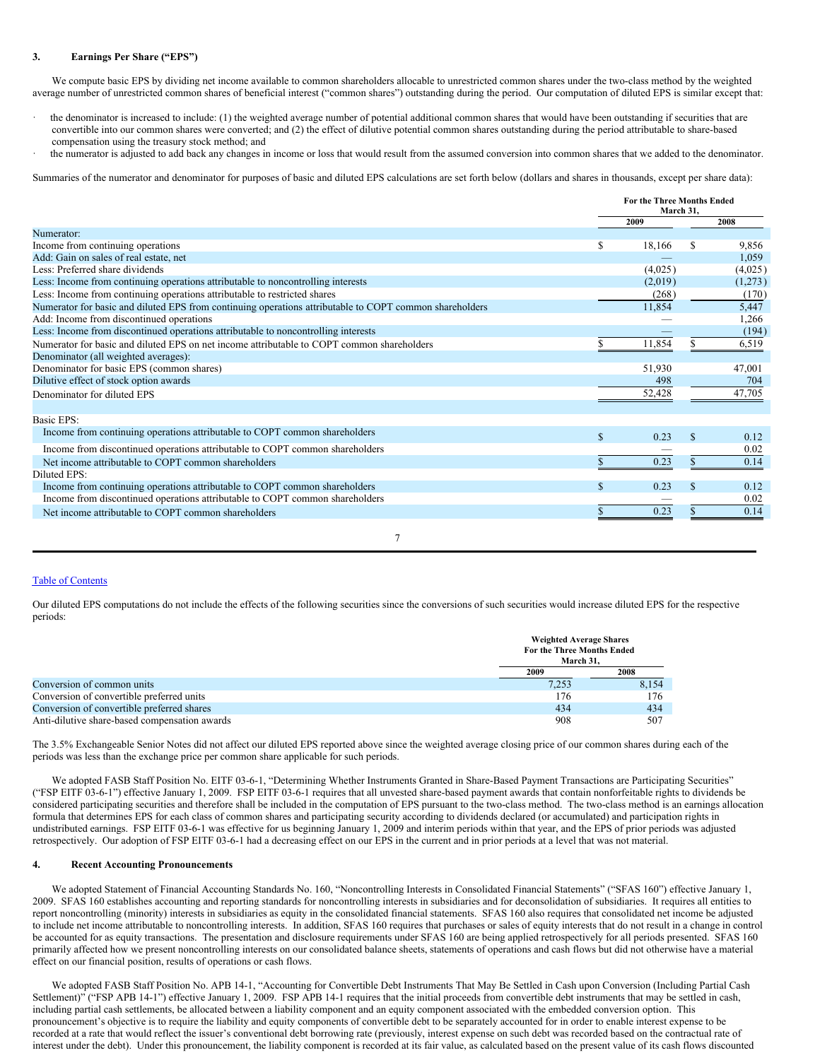### 3. Earnings Per Share ("EPS")

We compute basic EPS by dividing net income available to common shareholders allocable to unrestricted common shares under the two-class method by the weighted average number of unrestricted common shares of beneficial interest ("common shares") outstanding during the period. Our computation of diluted EPS is similar except that:

- the denominator is increased to include: (1) the weighted average number of potential additional common shares that would have been outstanding if securities that are convertible into our common shares were converted; and (2) the effect of dilutive potential common shares outstanding during the period attributable to share-based compensation using the treasury stock method; and
- the numerator is adjusted to add back any changes in income or loss that would result from the assumed conversion into common shares that we added to the denominator.

Summaries of the numerator and denominator for purposes of basic and diluted EPS calculations are set forth below (dollars and shares in thousands, except per share data):

| | For the Three Months Ended March 31, | |
|---|---|---|
| | 2009 | 2008 |
| Numerator: | | |
| Income from continuing operations | $ 18,166 | $ 9,856 |
| Add: Gain on sales of real estate, net | — | 1,059 |
| Less: Preferred share dividends | (4,025) | (4,025) |
| Less: Income from continuing operations attributable to noncontrolling interests | (2,019) | (1,273) |
| Less: Income from continuing operations attributable to restricted shares | (268) | (170) |
| Numerator for basic and diluted EPS from continuing operations attributable to COPT common shareholders | 11,854 | 5,447 |
| Add: Income from discontinued operations | — | 1,266 |
| Less: Income from discontinued operations attributable to noncontrolling interests | — | (194) |
| Numerator for basic and diluted EPS on net income attributable to COPT common shareholders | $ 11,854 | $ 6,519 |
| Denominator (all weighted averages): | | |
| Denominator for basic EPS (common shares) | 51,930 | 47,001 |
| Dilutive effect of stock option awards | 498 | 704 |
| Denominator for diluted EPS | 52,428 | 47,705 |
| | | |
| Basic EPS: | | |
| Income from continuing operations attributable to COPT common shareholders | $ 0.23 | $ 0.12 |
| Income from discontinued operations attributable to COPT common shareholders | — | 0.02 |
| Net income attributable to COPT common shareholders | $ 0.23 | $ 0.14 |
| Diluted EPS: | | |
| Income from continuing operations attributable to COPT common shareholders | $ 0.23 | $ 0.12 |
| Income from discontinued operations attributable to COPT common shareholders | — | 0.02 |
| Net income attributable to COPT common shareholders | $ 0.23 | $ 0.14 |

Our diluted EPS computations do not include the effects of the following securities since the conversions of such securities would increase diluted EPS for the respective periods:

| | Weighted Average Shares For the Three Months Ended March 31, | |
|---|---|---|
| | 2009 | 2008 |
| Conversion of common units | 7,253 | 8,154 |
| Conversion of convertible preferred units | 176 | 176 |
| Conversion of convertible preferred shares | 434 | 434 |
| Anti-dilutive share-based compensation awards | 908 | 507 |

The 3.5% Exchangeable Senior Notes did not affect our diluted EPS reported above since the weighted average closing price of our common shares during each of the periods was less than the exchange price per common share applicable for such periods.

We adopted FASB Staff Position No. EITF 03-6-1, "Determining Whether Instruments Granted in Share-Based Payment Transactions are Participating Securities" ("FSP EITF 03-6-1") effective January 1, 2009. FSP EITF 03-6-1 requires that all unvested share-based payment awards that contain nonforfeitable rights to dividends be considered participating securities and therefore shall be included in the computation of EPS pursuant to the two-class method. The two-class method is an earnings allocation formula that determines EPS for each class of common shares and participating security according to dividends declared (or accumulated) and participation rights in undistributed earnings. FSP EITF 03-6-1 was effective for us beginning January 1, 2009 and interim periods within that year, and the EPS of prior periods was adjusted retrospectively. Our adoption of FSP EITF 03-6-1 had a decreasing effect on our EPS in the current and in prior periods at a level that was not material.

### 4. Recent Accounting Pronouncements

We adopted Statement of Financial Accounting Standards No. 160, "Noncontrolling Interests in Consolidated Financial Statements" ("SFAS 160") effective January 1, 2009. SFAS 160 establishes accounting and reporting standards for noncontrolling interests in subsidiaries and for deconsolidation of subsidiaries. It requires all entities to report noncontrolling (minority) interests in subsidiaries as equity in the consolidated financial statements. SFAS 160 also requires that consolidated net income be adjusted to include net income attributable to noncontrolling interests. In addition, SFAS 160 requires that purchases or sales of equity interests that do not result in a change in control be accounted for as equity transactions. The presentation and disclosure requirements under SFAS 160 are being applied retrospectively for all periods presented. SFAS 160 primarily affected how we present noncontrolling interests on our consolidated balance sheets, statements of operations and cash flows but did not otherwise have a material effect on our financial position, results of operations or cash flows.

We adopted FASB Staff Position No. APB 14-1, "Accounting for Convertible Debt Instruments That May Be Settled in Cash upon Conversion (Including Partial Cash Settlement)" ("FSP APB 14-1") effective January 1, 2009. FSP APB 14-1 requires that the initial proceeds from convertible debt instruments that may be settled in cash, including partial cash settlements, be allocated between a liability component and an equity component associated with the embedded conversion option. This pronouncement's objective is to require the liability and equity components of convertible debt to be separately accounted for in order to enable interest expense to be recorded at a rate that would reflect the issuer's conventional debt borrowing rate (previously, interest expense on such debt was recorded based on the contractual rate of interest under the debt). Under this pronouncement, the liability component is recorded at its fair value, as calculated based on the present value of its cash flows discounted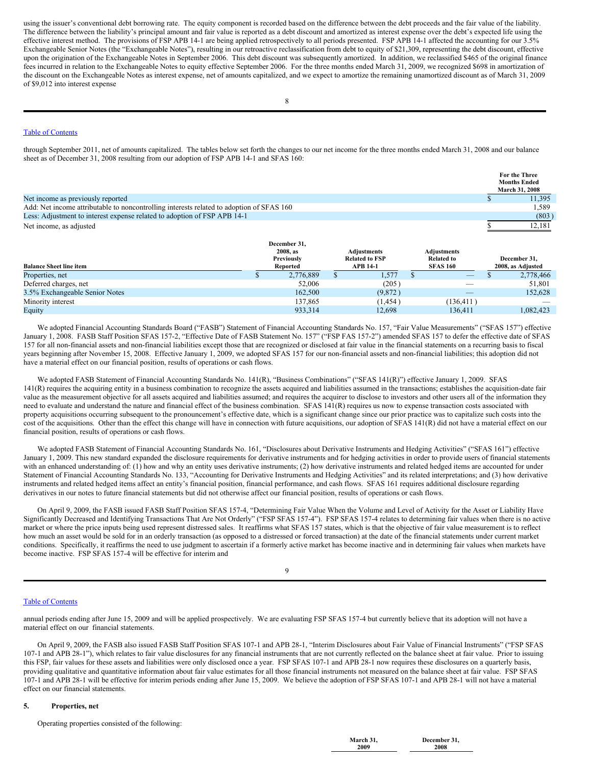using the issuer's conventional debt borrowing rate. The equity component is recorded based on the difference between the debt proceeds and the fair value of the liability. The difference between the liability's principal amount and fair value is reported as a debt discount and amortized as interest expense over the debt's expected life using the effective interest method. The provisions of FSP APB 14-1 are being applied retrospectively to all periods presented. FSP APB 14-1 affected the accounting for our 3.5% Exchangeable Senior Notes (the "Exchangeable Notes"), resulting in our retroactive reclassification from debt to equity of $21,309, representing the debt discount, effective upon the origination of the Exchangeable Notes in September 2006. This debt discount was subsequently amortized. In addition, we reclassified $465 of the original finance fees incurred in relation to the Exchangeable Notes to equity effective September 2006. For the three months ended March 31, 2009, we recognized $698 in amortization of the discount on the Exchangeable Notes as interest expense, net of amounts capitalized, and we expect to amortize the remaining unamortized discount as of March 31, 2009 of $9,012 into interest expense

through September 2011, net of amounts capitalized. The tables below set forth the changes to our net income for the three months ended March 31, 2008 and our balance sheet as of December 31, 2008 resulting from our adoption of FSP APB 14-1 and SFAS 160:

| | For the Three Months Ended March 31, 2008 |
|---|---|
| Net income as previously reported | $ 11,395 |
| Add: Net income attributable to noncontrolling interests related to adoption of SFAS 160 | 1,589 |
| Less: Adjustment to interest expense related to adoption of FSP APB 14-1 | (803) |
| Net income, as adjusted | $ 12,181 |

| Balance Sheet line item | December 31, 2008, as Previously Reported | Adjustments Related to FSP APB 14-1 | Adjustments Related to SFAS 160 | December 31, 2008, as Adjusted |
|---|---|---|---|---|
| Properties, net | $ 2,776,889 | $ 1,577 | $ — | $ 2,778,466 |
| Deferred charges, net | 52,006 | (205) | — | 51,801 |
| 3.5% Exchangeable Senior Notes | 162,500 | (9,872) | — | 152,628 |
| Minority interest | 137,865 | (1,454) | (136,411) | — |
| Equity | 933,314 | 12,698 | 136,411 | 1,082,423 |

We adopted Financial Accounting Standards Board ("FASB") Statement of Financial Accounting Standards No. 157, "Fair Value Measurements" ("SFAS 157") effective January 1, 2008. FASB Staff Position SFAS 157-2, "Effective Date of FASB Statement No. 157" ("FSP FAS 157-2") amended SFAS 157 to defer the effective date of SFAS 157 for all non-financial assets and non-financial liabilities except those that are recognized or disclosed at fair value in the financial statements on a recurring basis to fiscal years beginning after November 15, 2008. Effective January 1, 2009, we adopted SFAS 157 for our non-financial assets and non-financial liabilities; this adoption did not have a material effect on our financial position, results of operations or cash flows.

We adopted FASB Statement of Financial Accounting Standards No. 141(R), "Business Combinations" ("SFAS 141(R)") effective January 1, 2009. SFAS 141(R) requires the acquiring entity in a business combination to recognize the assets acquired and liabilities assumed in the transactions; establishes the acquisition-date fair value as the measurement objective for all assets acquired and liabilities assumed; and requires the acquirer to disclose to investors and other users all of the information they need to evaluate and understand the nature and financial effect of the business combination. SFAS 141(R) requires us now to expense transaction costs associated with property acquisitions occurring subsequent to the pronouncement's effective date, which is a significant change since our prior practice was to capitalize such costs into the cost of the acquisitions. Other than the effect this change will have in connection with future acquisitions, our adoption of SFAS 141(R) did not have a material effect on our financial position, results of operations or cash flows.

We adopted FASB Statement of Financial Accounting Standards No. 161, "Disclosures about Derivative Instruments and Hedging Activities" ("SFAS 161") effective January 1, 2009. This new standard expanded the disclosure requirements for derivative instruments and for hedging activities in order to provide users of financial statements with an enhanced understanding of: (1) how and why an entity uses derivative instruments; (2) how derivative instruments and related hedged items are accounted for under Statement of Financial Accounting Standards No. 133, "Accounting for Derivative Instruments and Hedging Activities" and its related interpretations; and (3) how derivative instruments and related hedged items affect an entity's financial position, financial performance, and cash flows. SFAS 161 requires additional disclosure regarding derivatives in our notes to future financial statements but did not otherwise affect our financial position, results of operations or cash flows.

On April 9, 2009, the FASB issued FASB Staff Position SFAS 157-4, "Determining Fair Value When the Volume and Level of Activity for the Asset or Liability Have Significantly Decreased and Identifying Transactions That Are Not Orderly" ("FSP SFAS 157-4"). FSP SFAS 157-4 relates to determining fair values when there is no active market or where the price inputs being used represent distressed sales. It reaffirms what SFAS 157 states, which is that the objective of fair value measurement is to reflect how much an asset would be sold for in an orderly transaction (as opposed to a distressed or forced transaction) at the date of the financial statements under current market conditions. Specifically, it reaffirms the need to use judgment to ascertain if a formerly active market has become inactive and in determining fair values when markets have become inactive. FSP SFAS 157-4 will be effective for interim and

annual periods ending after June 15, 2009 and will be applied prospectively. We are evaluating FSP SFAS 157-4 but currently believe that its adoption will not have a material effect on our financial statements.

On April 9, 2009, the FASB also issued FASB Staff Position SFAS 107-1 and APB 28-1, "Interim Disclosures about Fair Value of Financial Instruments" ("FSP SFAS 107-1 and APB 28-1"), which relates to fair value disclosures for any financial instruments that are not currently reflected on the balance sheet at fair value. Prior to issuing this FSP, fair values for these assets and liabilities were only disclosed once a year. FSP SFAS 107-1 and APB 28-1 now requires these disclosures on a quarterly basis, providing qualitative and quantitative information about fair value estimates for all those financial instruments not measured on the balance sheet at fair value. FSP SFAS 107-1 and APB 28-1 will be effective for interim periods ending after June 15, 2009. We believe the adoption of FSP SFAS 107-1 and APB 28-1 will not have a material effect on our financial statements.

## 5. Properties, net

Operating properties consisted of the following:

| | March 31, 2009 | December 31, 2008 |
|---|---|---|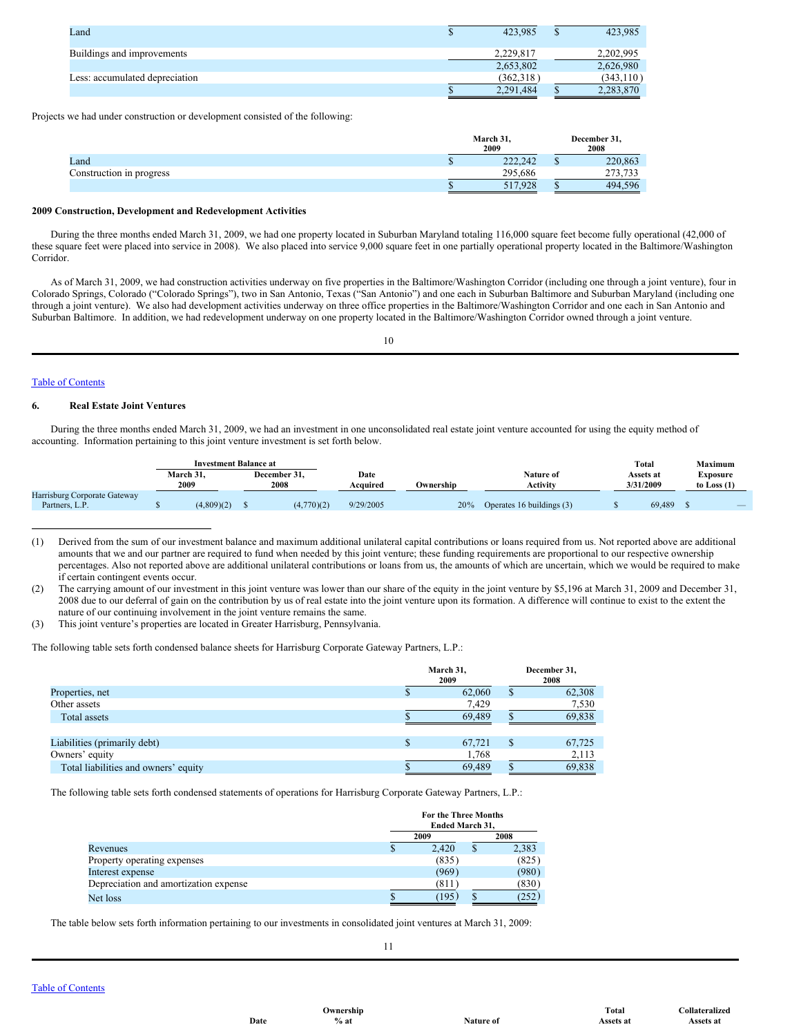| | | |
|---|---|---|
| Land | $ 423,985 | $ 423,985 |
| Buildings and improvements | 2,229,817 | 2,202,995 |
| | 2,653,802 | 2,626,980 |
| Less: accumulated depreciation | (362,318) | (343,110) |
| | $ 2,291,484 | $ 2,283,870 |

Projects we had under construction or development consisted of the following:

| | March 31, 2009 | December 31, 2008 |
|---|---|---|
| Land | $ 222,242 | $ 220,863 |
| Construction in progress | 295,686 | 273,733 |
| | $ 517,928 | $ 494,596 |

**2009 Construction, Development and Redevelopment Activities**

During the three months ended March 31, 2009, we had one property located in Suburban Maryland totaling 116,000 square feet become fully operational (42,000 of these square feet were placed into service in 2008). We also placed into service 9,000 square feet in one partially operational property located in the Baltimore/Washington Corridor.

As of March 31, 2009, we had construction activities underway on five properties in the Baltimore/Washington Corridor (including one through a joint venture), four in Colorado Springs, Colorado ("Colorado Springs"), two in San Antonio, Texas ("San Antonio") and one each in Suburban Baltimore and Suburban Maryland (including one through a joint venture). We also had development activities underway on three office properties in the Baltimore/Washington Corridor and one each in San Antonio and Suburban Baltimore. In addition, we had redevelopment underway on one property located in the Baltimore/Washington Corridor owned through a joint venture.

[Table of Contents](#)

## 6. Real Estate Joint Ventures

During the three months ended March 31, 2009, we had an investment in one unconsolidated real estate joint venture accounted for using the equity method of accounting. Information pertaining to this joint venture investment is set forth below.

| | Investment Balance at | | | | | | |
|---|---|---|---|---|---|---|---|
| | March 31, 2009 | December 31, 2008 | Date Acquired | Ownership | Nature of Activity | Total Assets at 3/31/2009 | Maximum Exposure to Loss (1) |
| Harrisburg Corporate Gateway Partners, L.P. | $ (4,809)(2) | $ (4,770)(2) | 9/29/2005 | 20% | Operates 16 buildings (3) | $ 69,489 | $ — |

(1) Derived from the sum of our investment balance and maximum additional unilateral capital contributions or loans required from us. Not reported above are additional amounts that we and our partner are required to fund when needed by this joint venture; these funding requirements are proportional to our respective ownership percentages. Also not reported above are additional unilateral contributions or loans from us, the amounts of which are uncertain, which we would be required to make if certain contingent events occur.

(2) The carrying amount of our investment in this joint venture was lower than our share of the equity in the joint venture by $5,196 at March 31, 2009 and December 31, 2008 due to our deferral of gain on the contribution by us of real estate into the joint venture upon its formation. A difference will continue to exist to the extent the nature of our continuing involvement in the joint venture remains the same.

(3) This joint venture's properties are located in Greater Harrisburg, Pennsylvania.

The following table sets forth condensed balance sheets for Harrisburg Corporate Gateway Partners, L.P.:

| | March 31, 2009 | December 31, 2008 |
|---|---|---|
| Properties, net | $ 62,060 | $ 62,308 |
| Other assets | 7,429 | 7,530 |
| Total assets | $ 69,489 | $ 69,838 |
| | | |
| Liabilities (primarily debt) | $ 67,721 | $ 67,725 |
| Owners' equity | 1,768 | 2,113 |
| Total liabilities and owners' equity | $ 69,489 | $ 69,838 |

The following table sets forth condensed statements of operations for Harrisburg Corporate Gateway Partners, L.P.:

| | For the Three Months Ended March 31, | |
|---|---|---|
| | 2009 | 2008 |
| Revenues | $ 2,420 | $ 2,383 |
| Property operating expenses | (835) | (825) |
| Interest expense | (969) | (980) |
| Depreciation and amortization expense | (811) | (830) |
| Net loss | $ (195) | $ (252) |

The table below sets forth information pertaining to our investments in consolidated joint ventures at March 31, 2009:

[Table of Contents](#)

| | Date | Ownership % at | Nature of | Total Assets at | Collateralized Assets at |
|---|---|---|---|---|---|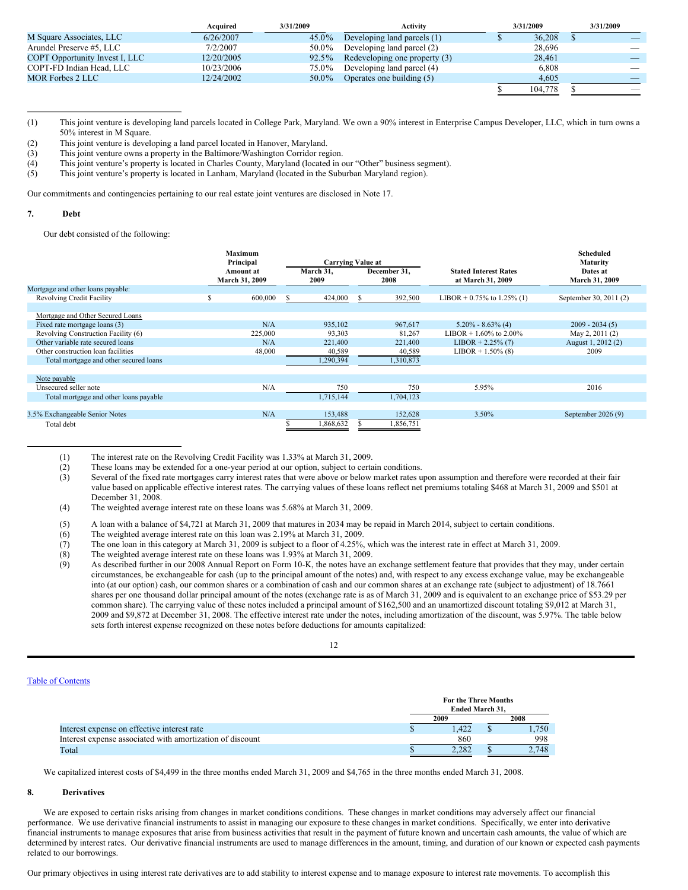|  | Acquired | 3/31/2009 | Activity | 3/31/2009 | 3/31/2009 |
| --- | --- | --- | --- | --- | --- |
| M Square Associates, LLC | 6/26/2007 | 45.0% | Developing land parcels (1) | $ 36,208 | $ — |
| Arundel Preserve #5, LLC | 7/2/2007 | 50.0% | Developing land parcel (2) | 28,696 | — |
| COPT Opportunity Invest I, LLC | 12/20/2005 | 92.5% | Redeveloping one property (3) | 28,461 | — |
| COPT-FD Indian Head, LLC | 10/23/2006 | 75.0% | Developing land parcel (4) | 6,808 | — |
| MOR Forbes 2 LLC | 12/24/2002 | 50.0% | Operates one building (5) | 4,605 | — |
|  |  |  |  | $ 104,778 | $ — |

(1) This joint venture is developing land parcels located in College Park, Maryland. We own a 90% interest in Enterprise Campus Developer, LLC, which in turn owns a 50% interest in M Square.
(2) This joint venture is developing a land parcel located in Hanover, Maryland.
(3) This joint venture owns a property in the Baltimore/Washington Corridor region.
(4) This joint venture's property is located in Charles County, Maryland (located in our "Other" business segment).
(5) This joint venture's property is located in Lanham, Maryland (located in the Suburban Maryland region).

Our commitments and contingencies pertaining to our real estate joint ventures are disclosed in Note 17.

## 7. Debt

Our debt consisted of the following:

|  | Maximum Principal Amount at March 31, 2009 | Carrying Value at March 31, 2009 | Carrying Value at December 31, 2008 | Stated Interest Rates at March 31, 2009 | Scheduled Maturity Dates at March 31, 2009 |
| --- | --- | --- | --- | --- | --- |
| Mortgage and other loans payable: |  |  |  |  |  |
| Revolving Credit Facility | $ 600,000 | $ 424,000 | $ 392,500 | LIBOR + 0.75% to 1.25% (1) | September 30, 2011 (2) |
|  |  |  |  |  |  |
| Mortgage and Other Secured Loans |  |  |  |  |  |
| Fixed rate mortgage loans (3) | N/A | 935,102 | 967,617 | 5.20% - 8.63% (4) | 2009 - 2034 (5) |
| Revolving Construction Facility (6) | 225,000 | 93,303 | 81,267 | LIBOR + 1.60% to 2.00% | May 2, 2011 (2) |
| Other variable rate secured loans | N/A | 221,400 | 221,400 | LIBOR + 2.25% (7) | August 1, 2012 (2) |
| Other construction loan facilities | 48,000 | 40,589 | 40,589 | LIBOR + 1.50% (8) | 2009 |
| Total mortgage and other secured loans |  | 1,290,394 | 1,310,873 |  |  |
|  |  |  |  |  |  |
| Note payable |  |  |  |  |  |
| Unsecured seller note | N/A | 750 | 750 | 5.95% | 2016 |
| Total mortgage and other loans payable |  | 1,715,144 | 1,704,123 |  |  |
|  |  |  |  |  |  |
| 3.5% Exchangeable Senior Notes | N/A | 153,488 | 152,628 | 3.50% | September 2026 (9) |
| Total debt |  | $ 1,868,632 | $ 1,856,751 |  |  |

(1) The interest rate on the Revolving Credit Facility was 1.33% at March 31, 2009.
(2) These loans may be extended for a one-year period at our option, subject to certain conditions.
(3) Several of the fixed rate mortgages carry interest rates that were above or below market rates upon assumption and therefore were recorded at their fair value based on applicable effective interest rates. The carrying values of these loans reflect net premiums totaling $468 at March 31, 2009 and $501 at December 31, 2008.
(4) The weighted average interest rate on these loans was 5.68% at March 31, 2009.
(5) A loan with a balance of $4,721 at March 31, 2009 that matures in 2034 may be repaid in March 2014, subject to certain conditions.
(6) The weighted average interest rate on this loan was 2.19% at March 31, 2009.
(7) The one loan in this category at March 31, 2009 is subject to a floor of 4.25%, which was the interest rate in effect at March 31, 2009.
(8) The weighted average interest rate on these loans was 1.93% at March 31, 2009.
(9) As described further in our 2008 Annual Report on Form 10-K, the notes have an exchange settlement feature that provides that they may, under certain circumstances, be exchangeable for cash (up to the principal amount of the notes) and, with respect to any excess exchange value, may be exchangeable into (at our option) cash, our common shares or a combination of cash and our common shares at an exchange rate (subject to adjustment) of 18.7661 shares per one thousand dollar principal amount of the notes (exchange rate is as of March 31, 2009 and is equivalent to an exchange price of $53.29 per common share). The carrying value of these notes included a principal amount of $162,500 and an unamortized discount totaling $9,012 at March 31, 2009 and $9,872 at December 31, 2008. The effective interest rate under the notes, including amortization of the discount, was 5.97%. The table below sets forth interest expense recognized on these notes before deductions for amounts capitalized:

|  | For the Three Months Ended March 31, 2009 | For the Three Months Ended March 31, 2008 |
| --- | --- | --- |
| Interest expense on effective interest rate | $ 1,422 | $ 1,750 |
| Interest expense associated with amortization of discount | 860 | 998 |
| Total | $ 2,282 | $ 2,748 |

We capitalized interest costs of $4,499 in the three months ended March 31, 2009 and $4,765 in the three months ended March 31, 2008.

## 8. Derivatives

We are exposed to certain risks arising from changes in market conditions conditions. These changes in market conditions may adversely affect our financial performance. We use derivative financial instruments to assist in managing our exposure to these changes in market conditions. Specifically, we enter into derivative financial instruments to manage exposures that arise from business activities that result in the payment of future known and uncertain cash amounts, the value of which are determined by interest rates. Our derivative financial instruments are used to manage differences in the amount, timing, and duration of our known or expected cash payments related to our borrowings.

Our primary objectives in using interest rate derivatives are to add stability to interest expense and to manage exposure to interest rate movements. To accomplish this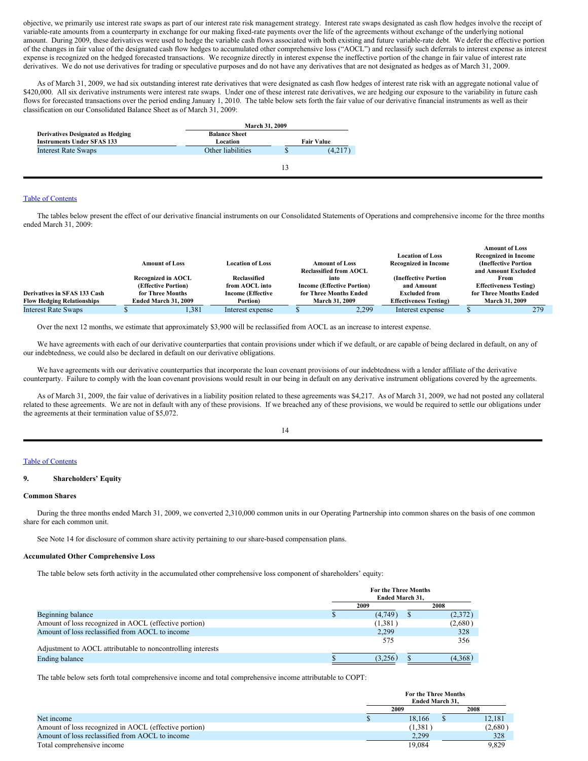objective, we primarily use interest rate swaps as part of our interest rate risk management strategy. Interest rate swaps designated as cash flow hedges involve the receipt of variable-rate amounts from a counterparty in exchange for our making fixed-rate payments over the life of the agreements without exchange of the underlying notional amount. During 2009, these derivatives were used to hedge the variable cash flows associated with both existing and future variable-rate debt. We defer the effective portion of the changes in fair value of the designated cash flow hedges to accumulated other comprehensive loss ("AOCL") and reclassify such deferrals to interest expense as interest expense is recognized on the hedged forecasted transactions. We recognize directly in interest expense the ineffective portion of the change in fair value of interest rate derivatives. We do not use derivatives for trading or speculative purposes and do not have any derivatives that are not designated as hedges as of March 31, 2009.

As of March 31, 2009, we had six outstanding interest rate derivatives that were designated as cash flow hedges of interest rate risk with an aggregate notional value of $420,000. All six derivative instruments were interest rate swaps. Under one of these interest rate derivatives, we are hedging our exposure to the variability in future cash flows for forecasted transactions over the period ending January 1, 2010. The table below sets forth the fair value of our derivative financial instruments as well as their classification on our Consolidated Balance Sheet as of March 31, 2009:

| Derivatives Designated as Hedging Instruments Under SFAS 133 | March 31, 2009 Balance Sheet Location | March 31, 2009 Fair Value |
|---|---|---|
| Interest Rate Swaps | Other liabilities | $ (4,217) |

The tables below present the effect of our derivative financial instruments on our Consolidated Statements of Operations and comprehensive income for the three months ended March 31, 2009:

| Derivatives in SFAS 133 Cash Flow Hedging Relationships | Amount of Loss Recognized in AOCL (Effective Portion) for Three Months Ended March 31, 2009 | Location of Loss Reclassified from AOCL into Income (Effective Portion) | Amount of Loss Reclassified from AOCL into Income (Effective Portion) for Three Months Ended March 31, 2009 | Location of Loss Recognized in Income (Ineffective Portion and Amount Excluded from Effectiveness Testing) | Amount of Loss Recognized in Income (Ineffective Portion and Amount Excluded From Effectiveness Testing) for Three Months Ended March 31, 2009 |
|---|---|---|---|---|---|
| Interest Rate Swaps | $ 1,381 | Interest expense | $ 2,299 | Interest expense | $ 279 |

Over the next 12 months, we estimate that approximately $3,900 will be reclassified from AOCL as an increase to interest expense.

We have agreements with each of our derivative counterparties that contain provisions under which if we default, or are capable of being declared in default, on any of our indebtedness, we could also be declared in default on our derivative obligations.

We have agreements with our derivative counterparties that incorporate the loan covenant provisions of our indebtedness with a lender affiliate of the derivative counterparty. Failure to comply with the loan covenant provisions would result in our being in default on any derivative instrument obligations covered by the agreements.

As of March 31, 2009, the fair value of derivatives in a liability position related to these agreements was $4,217. As of March 31, 2009, we had not posted any collateral related to these agreements. We are not in default with any of these provisions. If we breached any of these provisions, we would be required to settle our obligations under the agreements at their termination value of $5,072.

## 9. Shareholders' Equity

### Common Shares

During the three months ended March 31, 2009, we converted 2,310,000 common units in our Operating Partnership into common shares on the basis of one common share for each common unit.

See Note 14 for disclosure of common share activity pertaining to our share-based compensation plans.

### Accumulated Other Comprehensive Loss

The table below sets forth activity in the accumulated other comprehensive loss component of shareholders' equity:

| | For the Three Months Ended March 31, 2009 | For the Three Months Ended March 31, 2008 |
|---|---|---|
| Beginning balance | $ (4,749) | $ (2,372) |
| Amount of loss recognized in AOCL (effective portion) | (1,381) | (2,680) |
| Amount of loss reclassified from AOCL to income | 2,299 | 328 |
| Adjustment to AOCL attributable to noncontrolling interests | 575 | 356 |
| Ending balance | $ (3,256) | $ (4,368) |

The table below sets forth total comprehensive income and total comprehensive income attributable to COPT:

| | For the Three Months Ended March 31, 2009 | For the Three Months Ended March 31, 2008 |
|---|---|---|
| Net income | $ 18,166 | $ 12,181 |
| Amount of loss recognized in AOCL (effective portion) | (1,381) | (2,680) |
| Amount of loss reclassified from AOCL to income | 2,299 | 328 |
| Total comprehensive income | 19,084 | 9,829 |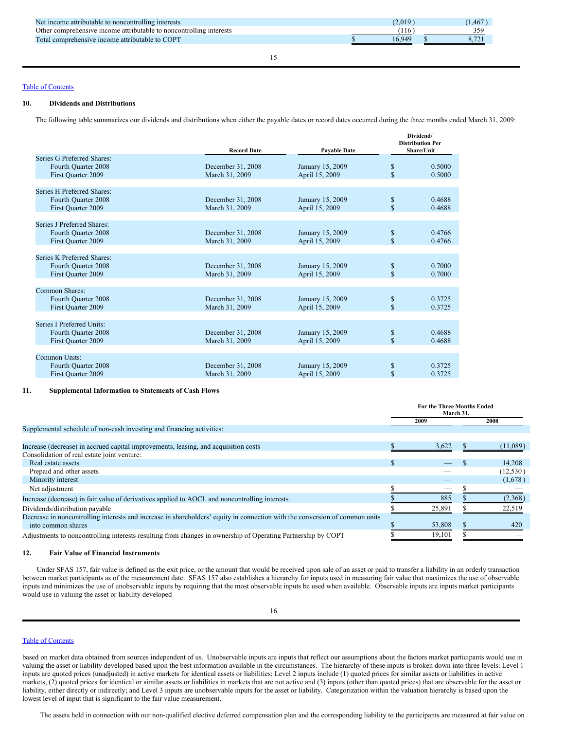| | | |
|---|---|---|
| Net income attributable to noncontrolling interests | (2,019) | (1,467) |
| Other comprehensive income attributable to noncontrolling interests | (116) | 359 |
| Total comprehensive income attributable to COPT | $ 16,949 | $ 8,721 |

## 10. Dividends and Distributions

The following table summarizes our dividends and distributions when either the payable dates or record dates occurred during the three months ended March 31, 2009:

| | Record Date | Payable Date | Dividend/ Distribution Per Share/Unit |
|---|---|---|---|
| Series G Preferred Shares: | | | |
| Fourth Quarter 2008 | December 31, 2008 | January 15, 2009 | $ 0.5000 |
| First Quarter 2009 | March 31, 2009 | April 15, 2009 | $ 0.5000 |
| | | | |
| Series H Preferred Shares: | | | |
| Fourth Quarter 2008 | December 31, 2008 | January 15, 2009 | $ 0.4688 |
| First Quarter 2009 | March 31, 2009 | April 15, 2009 | $ 0.4688 |
| | | | |
| Series J Preferred Shares: | | | |
| Fourth Quarter 2008 | December 31, 2008 | January 15, 2009 | $ 0.4766 |
| First Quarter 2009 | March 31, 2009 | April 15, 2009 | $ 0.4766 |
| | | | |
| Series K Preferred Shares: | | | |
| Fourth Quarter 2008 | December 31, 2008 | January 15, 2009 | $ 0.7000 |
| First Quarter 2009 | March 31, 2009 | April 15, 2009 | $ 0.7000 |
| | | | |
| Common Shares: | | | |
| Fourth Quarter 2008 | December 31, 2008 | January 15, 2009 | $ 0.3725 |
| First Quarter 2009 | March 31, 2009 | April 15, 2009 | $ 0.3725 |
| | | | |
| Series I Preferred Units: | | | |
| Fourth Quarter 2008 | December 31, 2008 | January 15, 2009 | $ 0.4688 |
| First Quarter 2009 | March 31, 2009 | April 15, 2009 | $ 0.4688 |
| | | | |
| Common Units: | | | |
| Fourth Quarter 2008 | December 31, 2008 | January 15, 2009 | $ 0.3725 |
| First Quarter 2009 | March 31, 2009 | April 15, 2009 | $ 0.3725 |

## 11. Supplemental Information to Statements of Cash Flows

| | For the Three Months Ended March 31, | |
|---|---|---|
| | 2009 | 2008 |
| Supplemental schedule of non-cash investing and financing activities: | | |
| | | |
| Increase (decrease) in accrued capital improvements, leasing, and acquisition costs | $ 3,622 | $ (11,089) |
| Consolidation of real estate joint venture: | | |
| Real estate assets | $ — | $ 14,208 |
| Prepaid and other assets | — | (12,530) |
| Minority interest | — | (1,678) |
| Net adjustment | $ — | $ — |
| Increase (decrease) in fair value of derivatives applied to AOCL and noncontrolling interests | $ 885 | $ (2,368) |
| Dividends/distribution payable | $ 25,891 | $ 22,519 |
| Decrease in noncontrolling interests and increase in shareholders' equity in connection with the conversion of common units into common shares | $ 53,808 | $ 420 |
| Adjustments to noncontrolling interests resulting from changes in ownership of Operating Partnership by COPT | $ 19,101 | $ — |

## 12. Fair Value of Financial Instruments

Under SFAS 157, fair value is defined as the exit price, or the amount that would be received upon sale of an asset or paid to transfer a liability in an orderly transaction between market participants as of the measurement date. SFAS 157 also establishes a hierarchy for inputs used in measuring fair value that maximizes the use of observable inputs and minimizes the use of unobservable inputs by requiring that the most observable inputs be used when available. Observable inputs are inputs market participants would use in valuing the asset or liability developed based on market data obtained from sources independent of us. Unobservable inputs are inputs that reflect our assumptions about the factors market participants would use in valuing the asset or liability developed based upon the best information available in the circumstances. The hierarchy of these inputs is broken down into three levels: Level 1 inputs are quoted prices (unadjusted) in active markets for identical assets or liabilities; Level 2 inputs include (1) quoted prices for similar assets or liabilities in active markets, (2) quoted prices for identical or similar assets or liabilities in markets that are not active and (3) inputs (other than quoted prices) that are observable for the asset or liability, either directly or indirectly; and Level 3 inputs are unobservable inputs for the asset or liability. Categorization within the valuation hierarchy is based upon the lowest level of input that is significant to the fair value measurement.

The assets held in connection with our non-qualified elective deferred compensation plan and the corresponding liability to the participants are measured at fair value on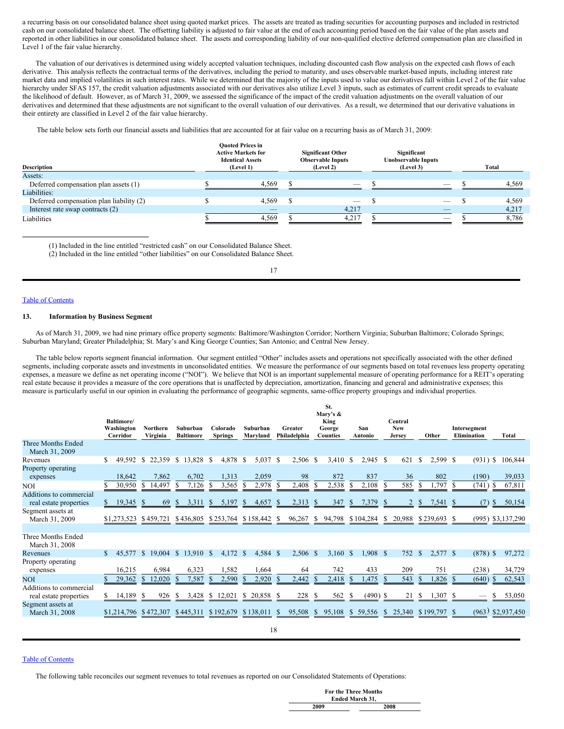a recurring basis on our consolidated balance sheet using quoted market prices. The assets are treated as trading securities for accounting purposes and included in restricted cash on our consolidated balance sheet. The offsetting liability is adjusted to fair value at the end of each accounting period based on the fair value of the plan assets and reported in other liabilities in our consolidated balance sheet. The assets and corresponding liability of our non-qualified elective deferred compensation plan are classified in Level 1 of the fair value hierarchy.

The valuation of our derivatives is determined using widely accepted valuation techniques, including discounted cash flow analysis on the expected cash flows of each derivative. This analysis reflects the contractual terms of the derivatives, including the period to maturity, and uses observable market-based inputs, including interest rate market data and implied volatilities in such interest rates. While we determined that the majority of the inputs used to value our derivatives fall within Level 2 of the fair value hierarchy under SFAS 157, the credit valuation adjustments associated with our derivatives also utilize Level 3 inputs, such as estimates of current credit spreads to evaluate the likelihood of default. However, as of March 31, 2009, we assessed the significance of the impact of the credit valuation adjustments on the overall valuation of our derivatives and determined that these adjustments are not significant to the overall valuation of our derivatives. As a result, we determined that our derivative valuations in their entirety are classified in Level 2 of the fair value hierarchy.

The table below sets forth our financial assets and liabilities that are accounted for at fair value on a recurring basis as of March 31, 2009:

| Description | Quoted Prices in Active Markets for Identical Assets (Level 1) | Significant Other Observable Inputs (Level 2) | Significant Unobservable Inputs (Level 3) | Total |
|---|---|---|---|---|
| Assets: | | | | |
| Deferred compensation plan assets (1) | $ 4,569 | $ — | $ — | $ 4,569 |
| Liabilities: | | | | |
| Deferred compensation plan liability (2) | $ 4,569 | $ — | $ — | $ 4,569 |
| Interest rate swap contracts (2) | — | 4,217 | — | 4,217 |
| Liabilities | $ 4,569 | $ 4,217 | $ — | $ 8,786 |

(1) Included in the line entitled "restricted cash" on our Consolidated Balance Sheet.
(2) Included in the line entitled "other liabilities" on our Consolidated Balance Sheet.

[Table of Contents](#)

## 13. Information by Business Segment

As of March 31, 2009, we had nine primary office property segments: Baltimore/Washington Corridor; Northern Virginia; Suburban Baltimore; Colorado Springs; Suburban Maryland; Greater Philadelphia; St. Mary's and King George Counties; San Antonio; and Central New Jersey.

The table below reports segment financial information. Our segment entitled "Other" includes assets and operations not specifically associated with the other defined segments, including corporate assets and investments in unconsolidated entities. We measure the performance of our segments based on total revenues less property operating expenses, a measure we define as net operating income ("NOI"). We believe that NOI is an important supplemental measure of operating performance for a REIT's operating real estate because it provides a measure of the core operations that is unaffected by depreciation, amortization, financing and general and administrative expenses; this measure is particularly useful in our opinion in evaluating the performance of geographic segments, same-office property groupings and individual properties.

| | Baltimore/ Washington Corridor | Northern Virginia | Suburban Baltimore | Colorado Springs | Suburban Maryland | Greater Philadelphia | St. Mary's & King George Counties | San Antonio | Central New Jersey | Other | Intersegment Elimination | Total |
|---|---|---|---|---|---|---|---|---|---|---|---|---|
| Three Months Ended March 31, 2009 | | | | | | | | | | | | |
| Revenues | $ 49,592 | $ 22,359 | $ 13,828 | $ 4,878 | $ 5,037 | $ 2,506 | $ 3,410 | $ 2,945 | $ 621 | $ 2,599 | $ (931) | $ 106,844 |
| Property operating expenses | 18,642 | 7,862 | 6,702 | 1,313 | 2,059 | 98 | 872 | 837 | 36 | 802 | (190) | 39,033 |
| NOI | $ 30,950 | $ 14,497 | $ 7,126 | $ 3,565 | $ 2,978 | $ 2,408 | $ 2,538 | $ 2,108 | $ 585 | $ 1,797 | $ (741) | $ 67,811 |
| Additions to commercial real estate properties | $ 19,345 | $ 69 | $ 3,311 | $ 5,197 | $ 4,657 | $ 2,313 | $ 347 | $ 7,379 | $ 2 | $ 7,541 | $ (7) | $ 50,154 |
| Segment assets at March 31, 2009 | $1,273,523 | $459,721 | $436,805 | $253,764 | $158,442 | $ 96,267 | $ 94,798 | $104,284 | $ 20,988 | $239,693 | $ (995) | $3,137,290 |
| Three Months Ended March 31, 2008 | | | | | | | | | | | | |
| Revenues | $ 45,577 | $ 19,004 | $ 13,910 | $ 4,172 | $ 4,584 | $ 2,506 | $ 3,160 | $ 1,908 | $ 752 | $ 2,577 | $ (878) | $ 97,272 |
| Property operating expenses | 16,215 | 6,984 | 6,323 | 1,582 | 1,664 | 64 | 742 | 433 | 209 | 751 | (238) | 34,729 |
| NOI | $ 29,362 | $ 12,020 | $ 7,587 | $ 2,590 | $ 2,920 | $ 2,442 | $ 2,418 | $ 1,475 | $ 543 | $ 1,826 | $ (640) | $ 62,543 |
| Additions to commercial real estate properties | $ 14,189 | $ 926 | $ 3,428 | $ 12,021 | $ 20,858 | $ 228 | $ 562 | $ (490) | $ 21 | $ 1,307 | $ — | $ 53,050 |
| Segment assets at March 31, 2008 | $1,214,796 | $472,307 | $445,311 | $192,679 | $138,011 | $ 95,508 | $ 95,108 | $ 59,556 | $ 25,340 | $199,797 | $ (963) | $2,937,450 |

[Table of Contents](#)

The following table reconciles our segment revenues to total revenues as reported on our Consolidated Statements of Operations:

| | For the Three Months Ended March 31, | |
|---|---|---|
| | 2009 | 2008 |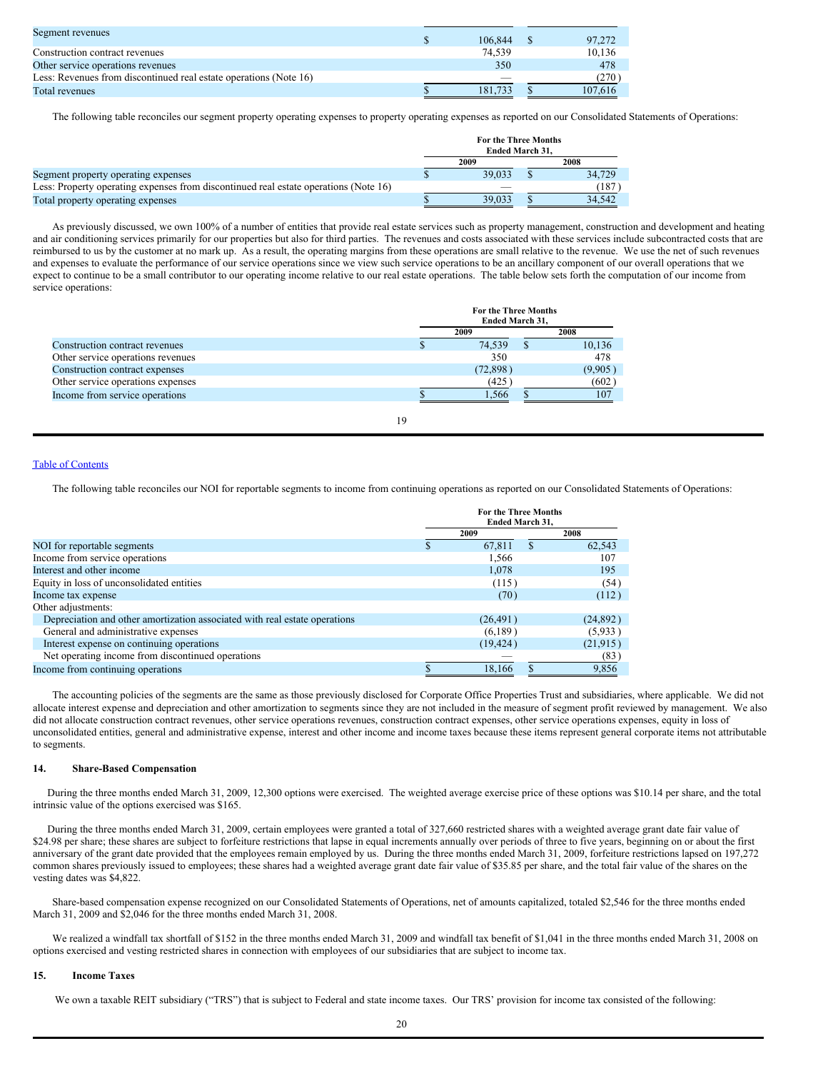| | 2009 | 2008 |
|---|---|---|
| Segment revenues | $ 106,844 | $ 97,272 |
| Construction contract revenues | 74,539 | 10,136 |
| Other service operations revenues | 350 | 478 |
| Less: Revenues from discontinued real estate operations (Note 16) | — | (270) |
| Total revenues | $ 181,733 | $ 107,616 |

The following table reconciles our segment property operating expenses to property operating expenses as reported on our Consolidated Statements of Operations:

| | For the Three Months Ended March 31, | |
|---|---|---|
| | 2009 | 2008 |
| Segment property operating expenses | $ 39,033 | $ 34,729 |
| Less: Property operating expenses from discontinued real estate operations (Note 16) | — | (187) |
| Total property operating expenses | $ 39,033 | $ 34,542 |

As previously discussed, we own 100% of a number of entities that provide real estate services such as property management, construction and development and heating and air conditioning services primarily for our properties but also for third parties. The revenues and costs associated with these services include subcontracted costs that are reimbursed to us by the customer at no mark up. As a result, the operating margins from these operations are small relative to the revenue. We use the net of such revenues and expenses to evaluate the performance of our service operations since we view such service operations to be an ancillary component of our overall operations that we expect to continue to be a small contributor to our operating income relative to our real estate operations. The table below sets forth the computation of our income from service operations:

| | For the Three Months Ended March 31, | |
|---|---|---|
| | 2009 | 2008 |
| Construction contract revenues | $ 74,539 | $ 10,136 |
| Other service operations revenues | 350 | 478 |
| Construction contract expenses | (72,898) | (9,905) |
| Other service operations expenses | (425) | (602) |
| Income from service operations | $ 1,566 | $ 107 |

Table of Contents

The following table reconciles our NOI for reportable segments to income from continuing operations as reported on our Consolidated Statements of Operations:

| | For the Three Months Ended March 31, | |
|---|---|---|
| | 2009 | 2008 |
| NOI for reportable segments | $ 67,811 | $ 62,543 |
| Income from service operations | 1,566 | 107 |
| Interest and other income | 1,078 | 195 |
| Equity in loss of unconsolidated entities | (115) | (54) |
| Income tax expense | (70) | (112) |
| Other adjustments: | | |
| Depreciation and other amortization associated with real estate operations | (26,491) | (24,892) |
| General and administrative expenses | (6,189) | (5,933) |
| Interest expense on continuing operations | (19,424) | (21,915) |
| Net operating income from discontinued operations | — | (83) |
| Income from continuing operations | $ 18,166 | $ 9,856 |

The accounting policies of the segments are the same as those previously disclosed for Corporate Office Properties Trust and subsidiaries, where applicable. We did not allocate interest expense and depreciation and other amortization to segments since they are not included in the measure of segment profit reviewed by management. We also did not allocate construction contract revenues, other service operations revenues, construction contract expenses, other service operations expenses, equity in loss of unconsolidated entities, general and administrative expense, interest and other income and income taxes because these items represent general corporate items not attributable to segments.

## 14. Share-Based Compensation

During the three months ended March 31, 2009, 12,300 options were exercised. The weighted average exercise price of these options was $10.14 per share, and the total intrinsic value of the options exercised was $165.

During the three months ended March 31, 2009, certain employees were granted a total of 327,660 restricted shares with a weighted average grant date fair value of $24.98 per share; these shares are subject to forfeiture restrictions that lapse in equal increments annually over periods of three to five years, beginning on or about the first anniversary of the grant date provided that the employees remain employed by us. During the three months ended March 31, 2009, forfeiture restrictions lapsed on 197,272 common shares previously issued to employees; these shares had a weighted average grant date fair value of $35.85 per share, and the total fair value of the shares on the vesting dates was $4,822.

Share-based compensation expense recognized on our Consolidated Statements of Operations, net of amounts capitalized, totaled $2,546 for the three months ended March 31, 2009 and $2,046 for the three months ended March 31, 2008.

We realized a windfall tax shortfall of $152 in the three months ended March 31, 2009 and windfall tax benefit of $1,041 in the three months ended March 31, 2008 on options exercised and vesting restricted shares in connection with employees of our subsidiaries that are subject to income tax.

## 15. Income Taxes

We own a taxable REIT subsidiary ("TRS") that is subject to Federal and state income taxes. Our TRS' provision for income tax consisted of the following: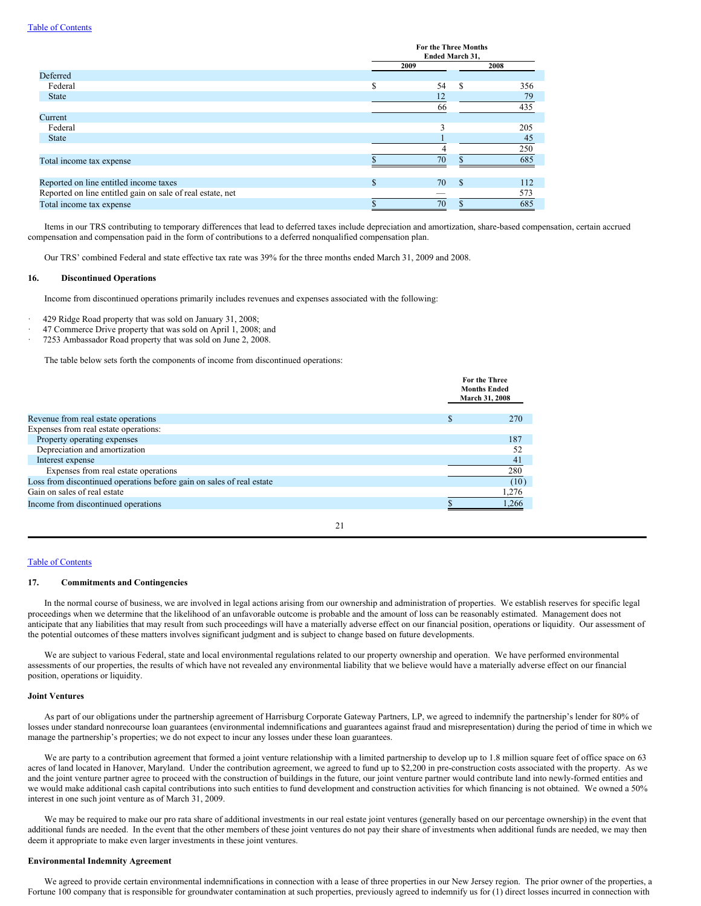| | For the Three Months Ended March 31, | |
|---|---|---|
| | 2009 | 2008 |
| Deferred | | |
| Federal | $ 54 | $ 356 |
| State | 12 | 79 |
| | 66 | 435 |
| Current | | |
| Federal | 3 | 205 |
| State | 1 | 45 |
| | 4 | 250 |
| Total income tax expense | $ 70 | $ 685 |
| | | |
| Reported on line entitled income taxes | $ 70 | $ 112 |
| Reported on line entitled gain on sale of real estate, net | — | 573 |
| Total income tax expense | $ 70 | $ 685 |

Items in our TRS contributing to temporary differences that lead to deferred taxes include depreciation and amortization, share-based compensation, certain accrued compensation and compensation paid in the form of contributions to a deferred nonqualified compensation plan.

Our TRS' combined Federal and state effective tax rate was 39% for the three months ended March 31, 2009 and 2008.

## 16. Discontinued Operations

Income from discontinued operations primarily includes revenues and expenses associated with the following:

- 429 Ridge Road property that was sold on January 31, 2008;
- 47 Commerce Drive property that was sold on April 1, 2008; and
- 7253 Ambassador Road property that was sold on June 2, 2008.

The table below sets forth the components of income from discontinued operations:

| | For the Three Months Ended March 31, 2008 |
|---|---|
| Revenue from real estate operations | $ 270 |
| Expenses from real estate operations: | |
| Property operating expenses | 187 |
| Depreciation and amortization | 52 |
| Interest expense | 41 |
| Expenses from real estate operations | 280 |
| Loss from discontinued operations before gain on sales of real estate | (10) |
| Gain on sales of real estate | 1,276 |
| Income from discontinued operations | $ 1,266 |

## 17. Commitments and Contingencies

In the normal course of business, we are involved in legal actions arising from our ownership and administration of properties. We establish reserves for specific legal proceedings when we determine that the likelihood of an unfavorable outcome is probable and the amount of loss can be reasonably estimated. Management does not anticipate that any liabilities that may result from such proceedings will have a materially adverse effect on our financial position, operations or liquidity. Our assessment of the potential outcomes of these matters involves significant judgment and is subject to change based on future developments.

We are subject to various Federal, state and local environmental regulations related to our property ownership and operation. We have performed environmental assessments of our properties, the results of which have not revealed any environmental liability that we believe would have a materially adverse effect on our financial position, operations or liquidity.

### Joint Ventures

As part of our obligations under the partnership agreement of Harrisburg Corporate Gateway Partners, LP, we agreed to indemnify the partnership's lender for 80% of losses under standard nonrecourse loan guarantees (environmental indemnifications and guarantees against fraud and misrepresentation) during the period of time in which we manage the partnership's properties; we do not expect to incur any losses under these loan guarantees.

We are party to a contribution agreement that formed a joint venture relationship with a limited partnership to develop up to 1.8 million square feet of office space on 63 acres of land located in Hanover, Maryland. Under the contribution agreement, we agreed to fund up to $2,200 in pre-construction costs associated with the property. As we and the joint venture partner agree to proceed with the construction of buildings in the future, our joint venture partner would contribute land into newly-formed entities and we would make additional cash capital contributions into such entities to fund development and construction activities for which financing is not obtained. We owned a 50% interest in one such joint venture as of March 31, 2009.

We may be required to make our pro rata share of additional investments in our real estate joint ventures (generally based on our percentage ownership) in the event that additional funds are needed. In the event that the other members of these joint ventures do not pay their share of investments when additional funds are needed, we may then deem it appropriate to make even larger investments in these joint ventures.

### Environmental Indemnity Agreement

We agreed to provide certain environmental indemnifications in connection with a lease of three properties in our New Jersey region. The prior owner of the properties, a Fortune 100 company that is responsible for groundwater contamination at such properties, previously agreed to indemnify us for (1) direct losses incurred in connection with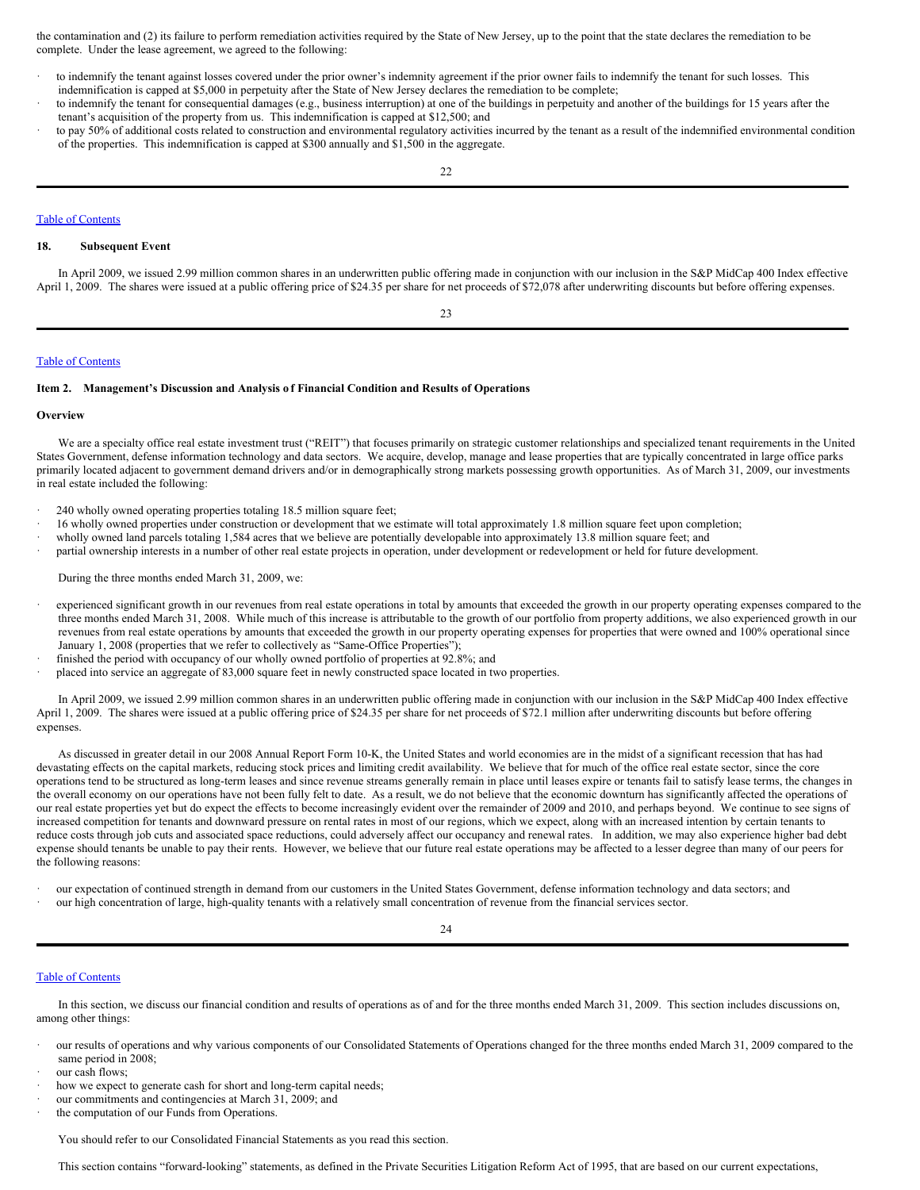the contamination and (2) its failure to perform remediation activities required by the State of New Jersey, up to the point that the state declares the remediation to be complete. Under the lease agreement, we agreed to the following:

- to indemnify the tenant against losses covered under the prior owner's indemnity agreement if the prior owner fails to indemnify the tenant for such losses. This indemnification is capped at $5,000 in perpetuity after the State of New Jersey declares the remediation to be complete;
- to indemnify the tenant for consequential damages (e.g., business interruption) at one of the buildings in perpetuity and another of the buildings for 15 years after the tenant's acquisition of the property from us. This indemnification is capped at $12,500; and
- to pay 50% of additional costs related to construction and environmental regulatory activities incurred by the tenant as a result of the indemnified environmental condition of the properties. This indemnification is capped at $300 annually and $1,500 in the aggregate.

Table of Contents

### 18. Subsequent Event

In April 2009, we issued 2.99 million common shares in an underwritten public offering made in conjunction with our inclusion in the S&P MidCap 400 Index effective April 1, 2009. The shares were issued at a public offering price of $24.35 per share for net proceeds of $72,078 after underwriting discounts but before offering expenses.

Table of Contents

## Item 2. Management's Discussion and Analysis of Financial Condition and Results of Operations

### Overview

We are a specialty office real estate investment trust ("REIT") that focuses primarily on strategic customer relationships and specialized tenant requirements in the United States Government, defense information technology and data sectors. We acquire, develop, manage and lease properties that are typically concentrated in large office parks primarily located adjacent to government demand drivers and/or in demographically strong markets possessing growth opportunities. As of March 31, 2009, our investments in real estate included the following:

- 240 wholly owned operating properties totaling 18.5 million square feet;
- 16 wholly owned properties under construction or development that we estimate will total approximately 1.8 million square feet upon completion;
- wholly owned land parcels totaling 1,584 acres that we believe are potentially developable into approximately 13.8 million square feet; and
- partial ownership interests in a number of other real estate projects in operation, under development or redevelopment or held for future development.

During the three months ended March 31, 2009, we:

- experienced significant growth in our revenues from real estate operations in total by amounts that exceeded the growth in our property operating expenses compared to the three months ended March 31, 2008. While much of this increase is attributable to the growth of our portfolio from property additions, we also experienced growth in our revenues from real estate operations by amounts that exceeded the growth in our property operating expenses for properties that were owned and 100% operational since January 1, 2008 (properties that we refer to collectively as "Same-Office Properties");
- finished the period with occupancy of our wholly owned portfolio of properties at 92.8%; and
- placed into service an aggregate of 83,000 square feet in newly constructed space located in two properties.

In April 2009, we issued 2.99 million common shares in an underwritten public offering made in conjunction with our inclusion in the S&P MidCap 400 Index effective April 1, 2009. The shares were issued at a public offering price of $24.35 per share for net proceeds of $72.1 million after underwriting discounts but before offering expenses.

As discussed in greater detail in our 2008 Annual Report Form 10-K, the United States and world economies are in the midst of a significant recession that has had devastating effects on the capital markets, reducing stock prices and limiting credit availability. We believe that for much of the office real estate sector, since the core operations tend to be structured as long-term leases and since revenue streams generally remain in place until leases expire or tenants fail to satisfy lease terms, the changes in the overall economy on our operations have not been fully felt to date. As a result, we do not believe that the economic downturn has significantly affected the operations of our real estate properties yet but do expect the effects to become increasingly evident over the remainder of 2009 and 2010, and perhaps beyond. We continue to see signs of increased competition for tenants and downward pressure on rental rates in most of our regions, which we expect, along with an increased intention by certain tenants to reduce costs through job cuts and associated space reductions, could adversely affect our occupancy and renewal rates. In addition, we may also experience higher bad debt expense should tenants be unable to pay their rents. However, we believe that our future real estate operations may be affected to a lesser degree than many of our peers for the following reasons:

- our expectation of continued strength in demand from our customers in the United States Government, defense information technology and data sectors; and
- our high concentration of large, high-quality tenants with a relatively small concentration of revenue from the financial services sector.

Table of Contents

In this section, we discuss our financial condition and results of operations as of and for the three months ended March 31, 2009. This section includes discussions on, among other things:

- our results of operations and why various components of our Consolidated Statements of Operations changed for the three months ended March 31, 2009 compared to the same period in 2008;
- our cash flows;
- how we expect to generate cash for short and long-term capital needs;
- our commitments and contingencies at March 31, 2009; and
- the computation of our Funds from Operations.

You should refer to our Consolidated Financial Statements as you read this section.

This section contains "forward-looking" statements, as defined in the Private Securities Litigation Reform Act of 1995, that are based on our current expectations,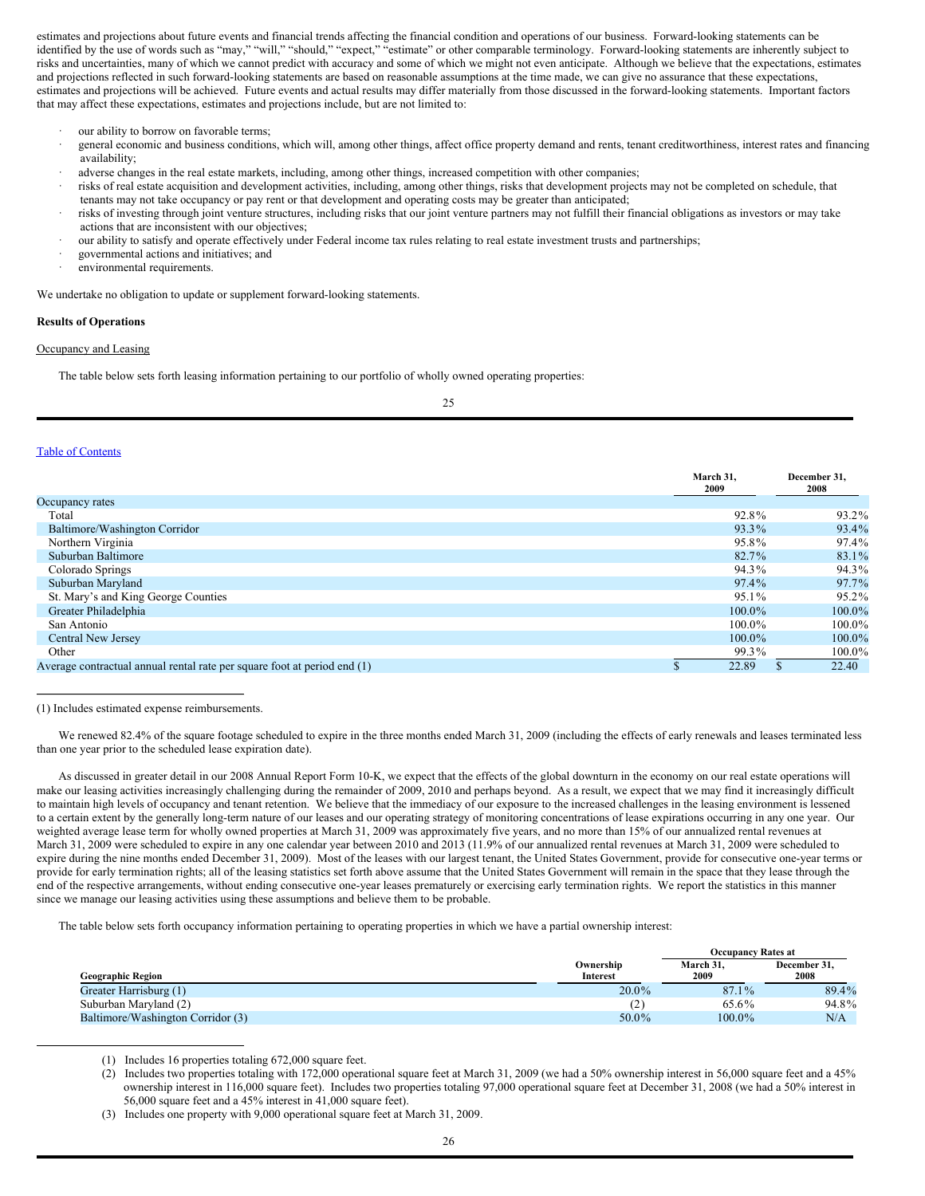estimates and projections about future events and financial trends affecting the financial condition and operations of our business. Forward-looking statements can be identified by the use of words such as "may," "will," "should," "expect," "estimate" or other comparable terminology. Forward-looking statements are inherently subject to risks and uncertainties, many of which we cannot predict with accuracy and some of which we might not even anticipate. Although we believe that the expectations, estimates and projections reflected in such forward-looking statements are based on reasonable assumptions at the time made, we can give no assurance that these expectations, estimates and projections will be achieved. Future events and actual results may differ materially from those discussed in the forward-looking statements. Important factors that may affect these expectations, estimates and projections include, but are not limited to:

- our ability to borrow on favorable terms;
- general economic and business conditions, which will, among other things, affect office property demand and rents, tenant creditworthiness, interest rates and financing availability;
- adverse changes in the real estate markets, including, among other things, increased competition with other companies;
- risks of real estate acquisition and development activities, including, among other things, risks that development projects may not be completed on schedule, that tenants may not take occupancy or pay rent or that development and operating costs may be greater than anticipated;
- risks of investing through joint venture structures, including risks that our joint venture partners may not fulfill their financial obligations as investors or may take actions that are inconsistent with our objectives;
- our ability to satisfy and operate effectively under Federal income tax rules relating to real estate investment trusts and partnerships;
- governmental actions and initiatives; and
- environmental requirements.

We undertake no obligation to update or supplement forward-looking statements.

**Results of Operations**

Occupancy and Leasing

The table below sets forth leasing information pertaining to our portfolio of wholly owned operating properties:

| | March 31, 2009 | December 31, 2008 |
|---|---|---|
| Occupancy rates | | |
| Total | 92.8% | 93.2% |
| Baltimore/Washington Corridor | 93.3% | 93.4% |
| Northern Virginia | 95.8% | 97.4% |
| Suburban Baltimore | 82.7% | 83.1% |
| Colorado Springs | 94.3% | 94.3% |
| Suburban Maryland | 97.4% | 97.7% |
| St. Mary's and King George Counties | 95.1% | 95.2% |
| Greater Philadelphia | 100.0% | 100.0% |
| San Antonio | 100.0% | 100.0% |
| Central New Jersey | 100.0% | 100.0% |
| Other | 99.3% | 100.0% |
| Average contractual annual rental rate per square foot at period end (1) | $ 22.89 | $ 22.40 |

(1) Includes estimated expense reimbursements.

We renewed 82.4% of the square footage scheduled to expire in the three months ended March 31, 2009 (including the effects of early renewals and leases terminated less than one year prior to the scheduled lease expiration date).

As discussed in greater detail in our 2008 Annual Report Form 10-K, we expect that the effects of the global downturn in the economy on our real estate operations will make our leasing activities increasingly challenging during the remainder of 2009, 2010 and perhaps beyond. As a result, we expect that we may find it increasingly difficult to maintain high levels of occupancy and tenant retention. We believe that the immediacy of our exposure to the increased challenges in the leasing environment is lessened to a certain extent by the generally long-term nature of our leases and our operating strategy of monitoring concentrations of lease expirations occurring in any one year. Our weighted average lease term for wholly owned properties at March 31, 2009 was approximately five years, and no more than 15% of our annualized rental revenues at March 31, 2009 were scheduled to expire in any one calendar year between 2010 and 2013 (11.9% of our annualized rental revenues at March 31, 2009 were scheduled to expire during the nine months ended December 31, 2009). Most of the leases with our largest tenant, the United States Government, provide for consecutive one-year terms or provide for early termination rights; all of the leasing statistics set forth above assume that the United States Government will remain in the space that they lease through the end of the respective arrangements, without ending consecutive one-year leases prematurely or exercising early termination rights. We report the statistics in this manner since we manage our leasing activities using these assumptions and believe them to be probable.

The table below sets forth occupancy information pertaining to operating properties in which we have a partial ownership interest:

| | | Occupancy Rates at | |
|---|---|---|---|
| Geographic Region | Ownership Interest | March 31, 2009 | December 31, 2008 |
| Greater Harrisburg (1) | 20.0% | 87.1% | 89.4% |
| Suburban Maryland (2) | (2) | 65.6% | 94.8% |
| Baltimore/Washington Corridor (3) | 50.0% | 100.0% | N/A |

(1) Includes 16 properties totaling 672,000 square feet.

(2) Includes two properties totaling with 172,000 operational square feet at March 31, 2009 (we had a 50% ownership interest in 56,000 square feet and a 45% ownership interest in 116,000 square feet). Includes two properties totaling 97,000 operational square feet at December 31, 2008 (we had a 50% interest in 56,000 square feet and a 45% interest in 41,000 square feet).

(3) Includes one property with 9,000 operational square feet at March 31, 2009.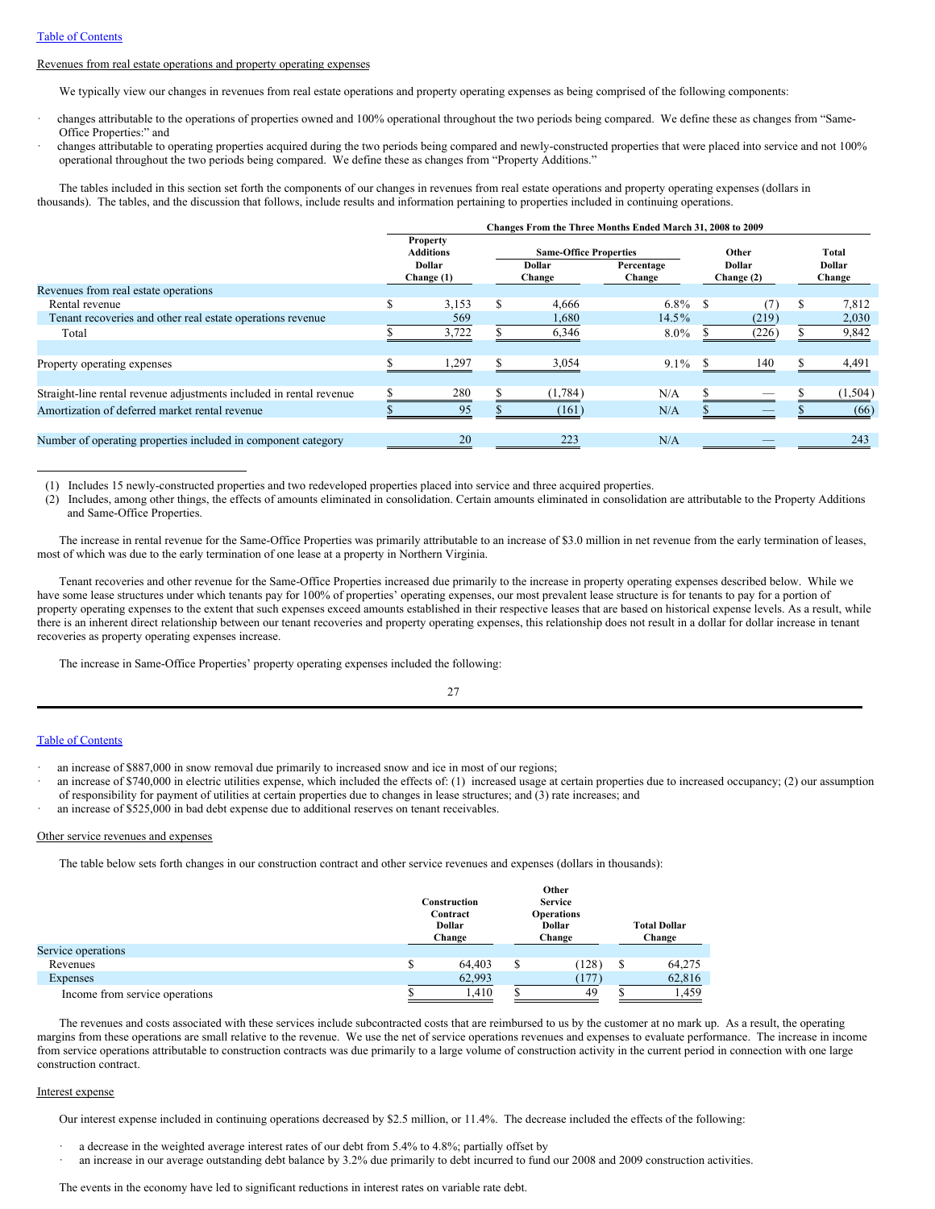Revenues from real estate operations and property operating expenses

We typically view our changes in revenues from real estate operations and property operating expenses as being comprised of the following components:

- changes attributable to the operations of properties owned and 100% operational throughout the two periods being compared. We define these as changes from "Same-Office Properties:" and
- changes attributable to operating properties acquired during the two periods being compared and newly-constructed properties that were placed into service and not 100% operational throughout the two periods being compared. We define these as changes from "Property Additions."

The tables included in this section set forth the components of our changes in revenues from real estate operations and property operating expenses (dollars in thousands). The tables, and the discussion that follows, include results and information pertaining to properties included in continuing operations.

| | Changes From the Three Months Ended March 31, 2008 to 2009 | | | | |
|---|---|---|---|---|---|
| | Property Additions | Same-Office Properties | | Other | Total |
| | Dollar Change (1) | Dollar Change | Percentage Change | Dollar Change (2) | Dollar Change |
| Revenues from real estate operations | | | | | |
| Rental revenue | $ 3,153 | $ 4,666 | 6.8% | $ (7) | $ 7,812 |
| Tenant recoveries and other real estate operations revenue | 569 | 1,680 | 14.5% | (219) | 2,030 |
| Total | $ 3,722 | $ 6,346 | 8.0% | $ (226) | $ 9,842 |
| | | | | | |
| Property operating expenses | $ 1,297 | $ 3,054 | 9.1% | $ 140 | $ 4,491 |
| | | | | | |
| Straight-line rental revenue adjustments included in rental revenue | $ 280 | $ (1,784) | N/A | $ — | $ (1,504) |
| Amortization of deferred market rental revenue | $ 95 | $ (161) | N/A | $ — | $ (66) |
| | | | | | |
| Number of operating properties included in component category | 20 | 223 | N/A | — | 243 |

(1) Includes 15 newly-constructed properties and two redeveloped properties placed into service and three acquired properties.
(2) Includes, among other things, the effects of amounts eliminated in consolidation. Certain amounts eliminated in consolidation are attributable to the Property Additions and Same-Office Properties.

The increase in rental revenue for the Same-Office Properties was primarily attributable to an increase of $3.0 million in net revenue from the early termination of leases, most of which was due to the early termination of one lease at a property in Northern Virginia.

Tenant recoveries and other revenue for the Same-Office Properties increased due primarily to the increase in property operating expenses described below. While we have some lease structures under which tenants pay for 100% of properties' operating expenses, our most prevalent lease structure is for tenants to pay for a portion of property operating expenses to the extent that such expenses exceed amounts established in their respective leases that are based on historical expense levels. As a result, while there is an inherent direct relationship between our tenant recoveries and property operating expenses, this relationship does not result in a dollar for dollar increase in tenant recoveries as property operating expenses increase.

The increase in Same-Office Properties' property operating expenses included the following:

- an increase of $887,000 in snow removal due primarily to increased snow and ice in most of our regions;
- an increase of $740,000 in electric utilities expense, which included the effects of: (1) increased usage at certain properties due to increased occupancy; (2) our assumption of responsibility for payment of utilities at certain properties due to changes in lease structures; and (3) rate increases; and
- an increase of $525,000 in bad debt expense due to additional reserves on tenant receivables.

Other service revenues and expenses

The table below sets forth changes in our construction contract and other service revenues and expenses (dollars in thousands):

| | Construction Contract Dollar Change | Other Service Operations Dollar Change | Total Dollar Change |
|---|---|---|---|
| Service operations | | | |
| Revenues | $ 64,403 | $ (128) | $ 64,275 |
| Expenses | 62,993 | (177) | 62,816 |
| Income from service operations | $ 1,410 | $ 49 | $ 1,459 |

The revenues and costs associated with these services include subcontracted costs that are reimbursed to us by the customer at no mark up. As a result, the operating margins from these operations are small relative to the revenue. We use the net of service operations revenues and expenses to evaluate performance. The increase in income from service operations attributable to construction contracts was due primarily to a large volume of construction activity in the current period in connection with one large construction contract.

Interest expense

Our interest expense included in continuing operations decreased by $2.5 million, or 11.4%. The decrease included the effects of the following:

- a decrease in the weighted average interest rates of our debt from 5.4% to 4.8%; partially offset by
- an increase in our average outstanding debt balance by 3.2% due primarily to debt incurred to fund our 2008 and 2009 construction activities.

The events in the economy have led to significant reductions in interest rates on variable rate debt.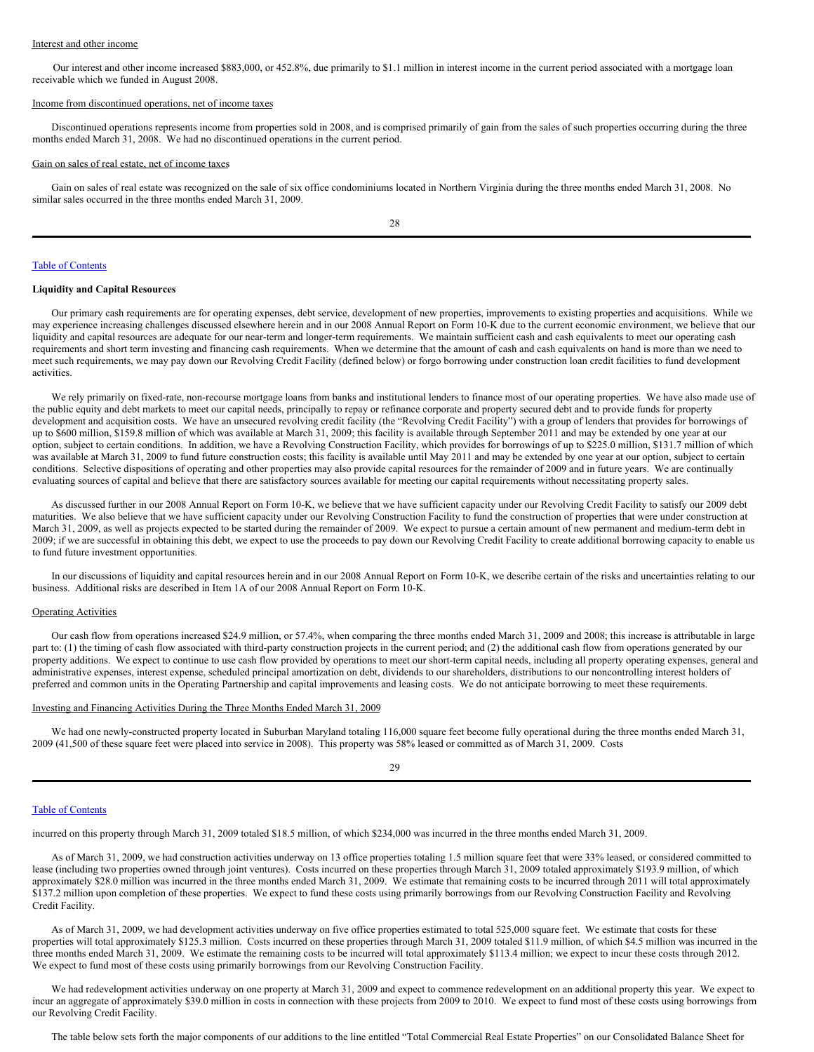Interest and other income

Our interest and other income increased $883,000, or 452.8%, due primarily to $1.1 million in interest income in the current period associated with a mortgage loan receivable which we funded in August 2008.

Income from discontinued operations, net of income taxes

Discontinued operations represents income from properties sold in 2008, and is comprised primarily of gain from the sales of such properties occurring during the three months ended March 31, 2008. We had no discontinued operations in the current period.

Gain on sales of real estate, net of income taxes

Gain on sales of real estate was recognized on the sale of six office condominiums located in Northern Virginia during the three months ended March 31, 2008. No similar sales occurred in the three months ended March 31, 2009.

Table of Contents

**Liquidity and Capital Resources**

Our primary cash requirements are for operating expenses, debt service, development of new properties, improvements to existing properties and acquisitions. While we may experience increasing challenges discussed elsewhere herein and in our 2008 Annual Report on Form 10-K due to the current economic environment, we believe that our liquidity and capital resources are adequate for our near-term and longer-term requirements. We maintain sufficient cash and cash equivalents to meet our operating cash requirements and short term investing and financing cash requirements. When we determine that the amount of cash and cash equivalents on hand is more than we need to meet such requirements, we may pay down our Revolving Credit Facility (defined below) or forgo borrowing under construction loan credit facilities to fund development activities.

We rely primarily on fixed-rate, non-recourse mortgage loans from banks and institutional lenders to finance most of our operating properties. We have also made use of the public equity and debt markets to meet our capital needs, principally to repay or refinance corporate and property secured debt and to provide funds for property development and acquisition costs. We have an unsecured revolving credit facility (the "Revolving Credit Facility") with a group of lenders that provides for borrowings of up to $600 million, $159.8 million of which was available at March 31, 2009; this facility is available through September 2011 and may be extended by one year at our option, subject to certain conditions. In addition, we have a Revolving Construction Facility, which provides for borrowings of up to $225.0 million, $131.7 million of which was available at March 31, 2009 to fund future construction costs; this facility is available until May 2011 and may be extended by one year at our option, subject to certain conditions. Selective dispositions of operating and other properties may also provide capital resources for the remainder of 2009 and in future years. We are continually evaluating sources of capital and believe that there are satisfactory sources available for meeting our capital requirements without necessitating property sales.

As discussed further in our 2008 Annual Report on Form 10-K, we believe that we have sufficient capacity under our Revolving Credit Facility to satisfy our 2009 debt maturities. We also believe that we have sufficient capacity under our Revolving Construction Facility to fund the construction of properties that were under construction at March 31, 2009, as well as projects expected to be started during the remainder of 2009. We expect to pursue a certain amount of new permanent and medium-term debt in 2009; if we are successful in obtaining this debt, we expect to use the proceeds to pay down our Revolving Credit Facility to create additional borrowing capacity to enable us to fund future investment opportunities.

In our discussions of liquidity and capital resources herein and in our 2008 Annual Report on Form 10-K, we describe certain of the risks and uncertainties relating to our business. Additional risks are described in Item 1A of our 2008 Annual Report on Form 10-K.

Operating Activities

Our cash flow from operations increased $24.9 million, or 57.4%, when comparing the three months ended March 31, 2009 and 2008; this increase is attributable in large part to: (1) the timing of cash flow associated with third-party construction projects in the current period; and (2) the additional cash flow from operations generated by our property additions. We expect to continue to use cash flow provided by operations to meet our short-term capital needs, including all property operating expenses, general and administrative expenses, interest expense, scheduled principal amortization on debt, dividends to our shareholders, distributions to our noncontrolling interest holders of preferred and common units in the Operating Partnership and capital improvements and leasing costs. We do not anticipate borrowing to meet these requirements.

Investing and Financing Activities During the Three Months Ended March 31, 2009

We had one newly-constructed property located in Suburban Maryland totaling 116,000 square feet become fully operational during the three months ended March 31, 2009 (41,500 of these square feet were placed into service in 2008). This property was 58% leased or committed as of March 31, 2009. Costs

Table of Contents

incurred on this property through March 31, 2009 totaled $18.5 million, of which $234,000 was incurred in the three months ended March 31, 2009.

As of March 31, 2009, we had construction activities underway on 13 office properties totaling 1.5 million square feet that were 33% leased, or considered committed to lease (including two properties owned through joint ventures). Costs incurred on these properties through March 31, 2009 totaled approximately $193.9 million, of which approximately $28.0 million was incurred in the three months ended March 31, 2009. We estimate that remaining costs to be incurred through 2011 will total approximately $137.2 million upon completion of these properties. We expect to fund these costs using primarily borrowings from our Revolving Construction Facility and Revolving Credit Facility.

As of March 31, 2009, we had development activities underway on five office properties estimated to total 525,000 square feet. We estimate that costs for these properties will total approximately $125.3 million. Costs incurred on these properties through March 31, 2009 totaled $11.9 million, of which $4.5 million was incurred in the three months ended March 31, 2009. We estimate the remaining costs to be incurred will total approximately $113.4 million; we expect to incur these costs through 2012. We expect to fund most of these costs using primarily borrowings from our Revolving Construction Facility.

We had redevelopment activities underway on one property at March 31, 2009 and expect to commence redevelopment on an additional property this year. We expect to incur an aggregate of approximately $39.0 million in costs in connection with these projects from 2009 to 2010. We expect to fund most of these costs using borrowings from our Revolving Credit Facility.

The table below sets forth the major components of our additions to the line entitled "Total Commercial Real Estate Properties" on our Consolidated Balance Sheet for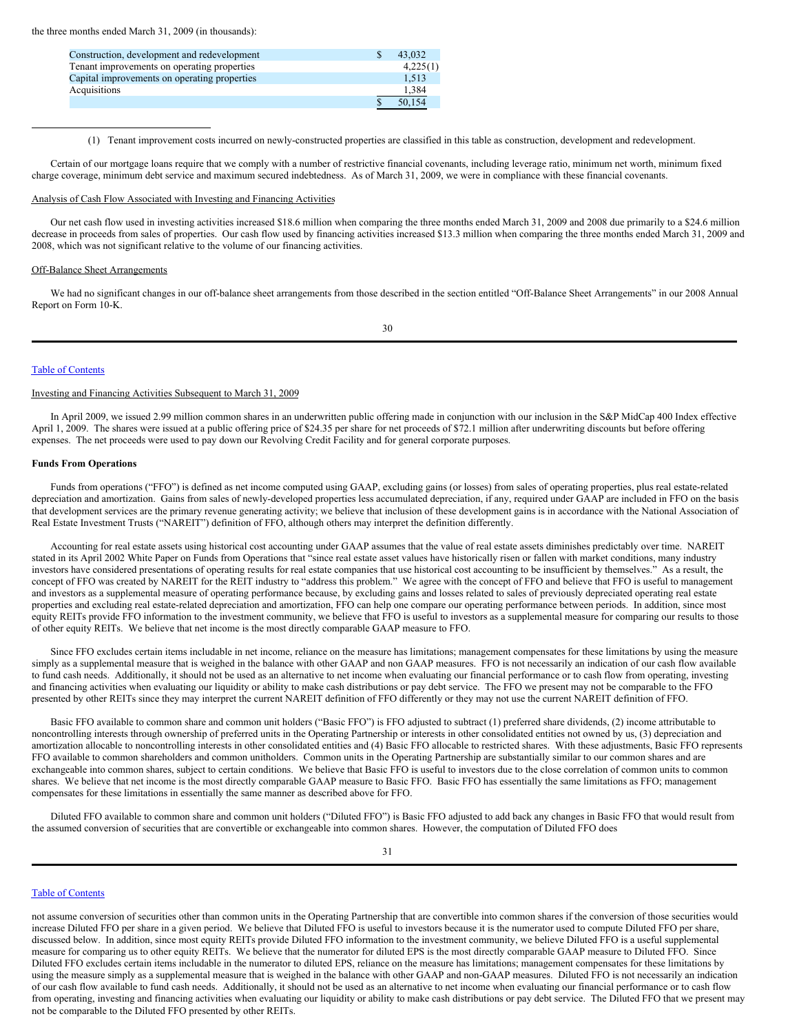the three months ended March 31, 2009 (in thousands):

| | | |
|---|---|---|
| Construction, development and redevelopment | $ | 43,032 |
| Tenant improvements on operating properties | | 4,225(1) |
| Capital improvements on operating properties | | 1,513 |
| Acquisitions | | 1,384 |
| | $ | 50,154 |

(1) Tenant improvement costs incurred on newly-constructed properties are classified in this table as construction, development and redevelopment.

Certain of our mortgage loans require that we comply with a number of restrictive financial covenants, including leverage ratio, minimum net worth, minimum fixed charge coverage, minimum debt service and maximum secured indebtedness. As of March 31, 2009, we were in compliance with these financial covenants.

Analysis of Cash Flow Associated with Investing and Financing Activities

Our net cash flow used in investing activities increased $18.6 million when comparing the three months ended March 31, 2009 and 2008 due primarily to a $24.6 million decrease in proceeds from sales of properties. Our cash flow used by financing activities increased $13.3 million when comparing the three months ended March 31, 2009 and 2008, which was not significant relative to the volume of our financing activities.

Off-Balance Sheet Arrangements

We had no significant changes in our off-balance sheet arrangements from those described in the section entitled "Off-Balance Sheet Arrangements" in our 2008 Annual Report on Form 10-K.

Table of Contents

Investing and Financing Activities Subsequent to March 31, 2009

In April 2009, we issued 2.99 million common shares in an underwritten public offering made in conjunction with our inclusion in the S&P MidCap 400 Index effective April 1, 2009. The shares were issued at a public offering price of $24.35 per share for net proceeds of $72.1 million after underwriting discounts but before offering expenses. The net proceeds were used to pay down our Revolving Credit Facility and for general corporate purposes.

**Funds From Operations**

Funds from operations ("FFO") is defined as net income computed using GAAP, excluding gains (or losses) from sales of operating properties, plus real estate-related depreciation and amortization. Gains from sales of newly-developed properties less accumulated depreciation, if any, required under GAAP are included in FFO on the basis that development services are the primary revenue generating activity; we believe that inclusion of these development gains is in accordance with the National Association of Real Estate Investment Trusts ("NAREIT") definition of FFO, although others may interpret the definition differently.

Accounting for real estate assets using historical cost accounting under GAAP assumes that the value of real estate assets diminishes predictably over time. NAREIT stated in its April 2002 White Paper on Funds from Operations that "since real estate asset values have historically risen or fallen with market conditions, many industry investors have considered presentations of operating results for real estate companies that use historical cost accounting to be insufficient by themselves." As a result, the concept of FFO was created by NAREIT for the REIT industry to "address this problem." We agree with the concept of FFO and believe that FFO is useful to management and investors as a supplemental measure of operating performance because, by excluding gains and losses related to sales of previously depreciated operating real estate properties and excluding real estate-related depreciation and amortization, FFO can help one compare our operating performance between periods. In addition, since most equity REITs provide FFO information to the investment community, we believe that FFO is useful to investors as a supplemental measure for comparing our results to those of other equity REITs. We believe that net income is the most directly comparable GAAP measure to FFO.

Since FFO excludes certain items includable in net income, reliance on the measure has limitations; management compensates for these limitations by using the measure simply as a supplemental measure that is weighed in the balance with other GAAP and non GAAP measures. FFO is not necessarily an indication of our cash flow available to fund cash needs. Additionally, it should not be used as an alternative to net income when evaluating our financial performance or to cash flow from operating, investing and financing activities when evaluating our liquidity or ability to make cash distributions or pay debt service. The FFO we present may not be comparable to the FFO presented by other REITs since they may interpret the current NAREIT definition of FFO differently or they may not use the current NAREIT definition of FFO.

Basic FFO available to common share and common unit holders ("Basic FFO") is FFO adjusted to subtract (1) preferred share dividends, (2) income attributable to noncontrolling interests through ownership of preferred units in the Operating Partnership or interests in other consolidated entities not owned by us, (3) depreciation and amortization allocable to noncontrolling interests in other consolidated entities and (4) Basic FFO allocable to restricted shares. With these adjustments, Basic FFO represents FFO available to common shareholders and common unitholders. Common units in the Operating Partnership are substantially similar to our common shares and are exchangeable into common shares, subject to certain conditions. We believe that Basic FFO is useful to investors due to the close correlation of common units to common shares. We believe that net income is the most directly comparable GAAP measure to Basic FFO. Basic FFO has essentially the same limitations as FFO; management compensates for these limitations in essentially the same manner as described above for FFO.

Diluted FFO available to common share and common unit holders ("Diluted FFO") is Basic FFO adjusted to add back any changes in Basic FFO that would result from the assumed conversion of securities that are convertible or exchangeable into common shares. However, the computation of Diluted FFO does

Table of Contents

not assume conversion of securities other than common units in the Operating Partnership that are convertible into common shares if the conversion of those securities would increase Diluted FFO per share in a given period. We believe that Diluted FFO is useful to investors because it is the numerator used to compute Diluted FFO per share, discussed below. In addition, since most equity REITs provide Diluted FFO information to the investment community, we believe Diluted FFO is a useful supplemental measure for comparing us to other equity REITs. We believe that the numerator for diluted EPS is the most directly comparable GAAP measure to Diluted FFO. Since Diluted FFO excludes certain items includable in the numerator to diluted EPS, reliance on the measure has limitations; management compensates for these limitations by using the measure simply as a supplemental measure that is weighed in the balance with other GAAP and non-GAAP measures. Diluted FFO is not necessarily an indication of our cash flow available to fund cash needs. Additionally, it should not be used as an alternative to net income when evaluating our financial performance or to cash flow from operating, investing and financing activities when evaluating our liquidity or ability to make cash distributions or pay debt service. The Diluted FFO that we present may not be comparable to the Diluted FFO presented by other REITs.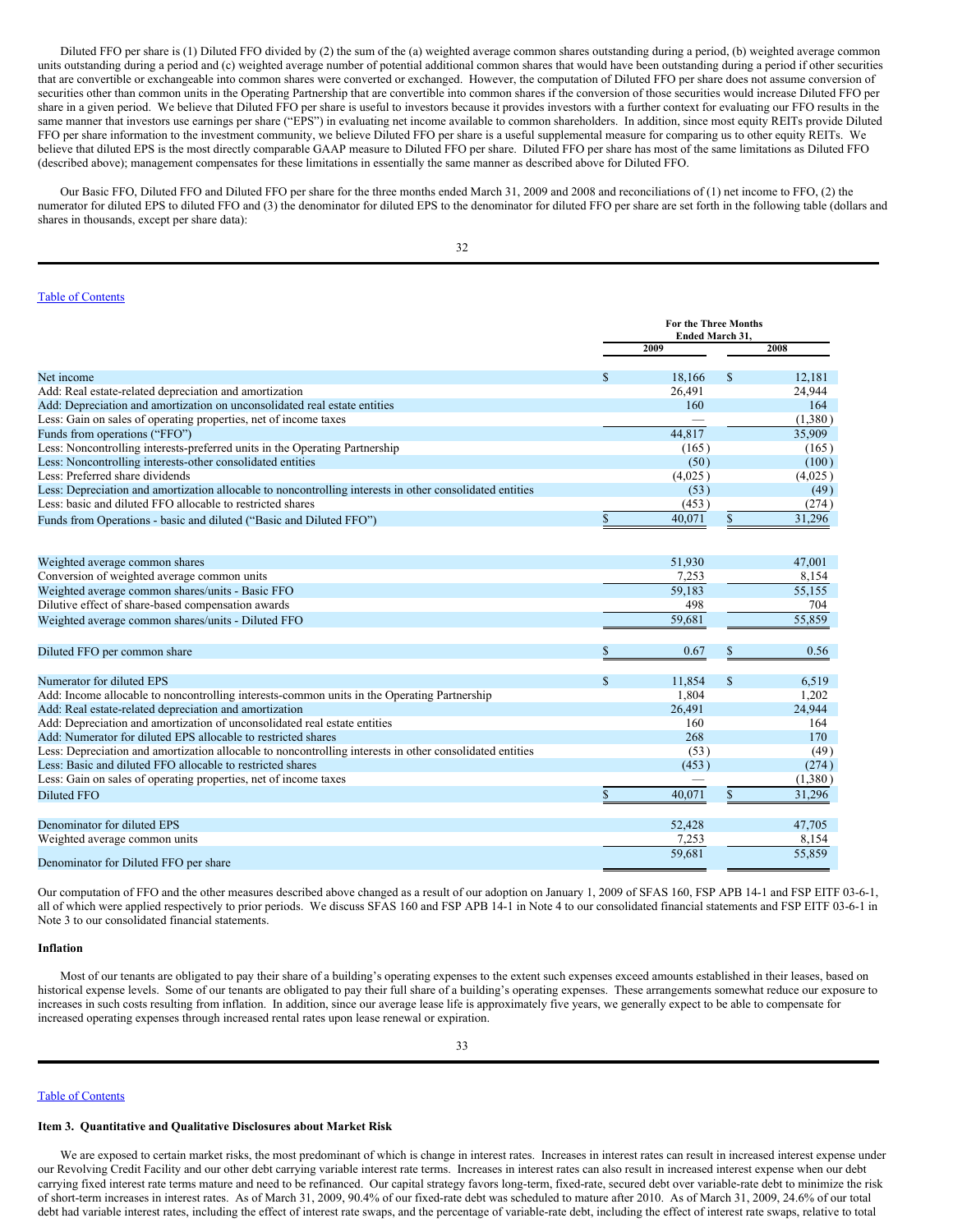Diluted FFO per share is (1) Diluted FFO divided by (2) the sum of the (a) weighted average common shares outstanding during a period, (b) weighted average common units outstanding during a period and (c) weighted average number of potential additional common shares that would have been outstanding during a period if other securities that are convertible or exchangeable into common shares were converted or exchanged. However, the computation of Diluted FFO per share does not assume conversion of securities other than common units in the Operating Partnership that are convertible into common shares if the conversion of those securities would increase Diluted FFO per share in a given period. We believe that Diluted FFO per share is useful to investors because it provides investors with a further context for evaluating our FFO results in the same manner that investors use earnings per share ("EPS") in evaluating net income available to common shareholders. In addition, since most equity REITs provide Diluted FFO per share information to the investment community, we believe Diluted FFO per share is a useful supplemental measure for comparing us to other equity REITs. We believe that diluted EPS is the most directly comparable GAAP measure to Diluted FFO per share. Diluted FFO per share has most of the same limitations as Diluted FFO (described above); management compensates for these limitations in essentially the same manner as described above for Diluted FFO.

Our Basic FFO, Diluted FFO and Diluted FFO per share for the three months ended March 31, 2009 and 2008 and reconciliations of (1) net income to FFO, (2) the numerator for diluted EPS to diluted FFO and (3) the denominator for diluted EPS to the denominator for diluted FFO per share are set forth in the following table (dollars and shares in thousands, except per share data):

[Table of Contents](#)

| | For the Three Months Ended March 31, | |
|---|---|---|
| | 2009 | 2008 |
| Net income | $ 18,166 | $ 12,181 |
| Add: Real estate-related depreciation and amortization | 26,491 | 24,944 |
| Add: Depreciation and amortization on unconsolidated real estate entities | 160 | 164 |
| Less: Gain on sales of operating properties, net of income taxes | — | (1,380) |
| Funds from operations ("FFO") | 44,817 | 35,909 |
| Less: Noncontrolling interests-preferred units in the Operating Partnership | (165) | (165) |
| Less: Noncontrolling interests-other consolidated entities | (50) | (100) |
| Less: Preferred share dividends | (4,025) | (4,025) |
| Less: Depreciation and amortization allocable to noncontrolling interests in other consolidated entities | (53) | (49) |
| Less: basic and diluted FFO allocable to restricted shares | (453) | (274) |
| Funds from Operations - basic and diluted ("Basic and Diluted FFO") | $ 40,071 | $ 31,296 |
| | | |
| Weighted average common shares | 51,930 | 47,001 |
| Conversion of weighted average common units | 7,253 | 8,154 |
| Weighted average common shares/units - Basic FFO | 59,183 | 55,155 |
| Dilutive effect of share-based compensation awards | 498 | 704 |
| Weighted average common shares/units - Diluted FFO | 59,681 | 55,859 |
| | | |
| Diluted FFO per common share | $ 0.67 | $ 0.56 |
| | | |
| Numerator for diluted EPS | $ 11,854 | $ 6,519 |
| Add: Income allocable to noncontrolling interests-common units in the Operating Partnership | 1,804 | 1,202 |
| Add: Real estate-related depreciation and amortization | 26,491 | 24,944 |
| Add: Depreciation and amortization of unconsolidated real estate entities | 160 | 164 |
| Add: Numerator for diluted EPS allocable to restricted shares | 268 | 170 |
| Less: Depreciation and amortization allocable to noncontrolling interests in other consolidated entities | (53) | (49) |
| Less: Basic and diluted FFO allocable to restricted shares | (453) | (274) |
| Less: Gain on sales of operating properties, net of income taxes | — | (1,380) |
| Diluted FFO | $ 40,071 | $ 31,296 |
| | | |
| Denominator for diluted EPS | 52,428 | 47,705 |
| Weighted average common units | 7,253 | 8,154 |
| Denominator for Diluted FFO per share | 59,681 | 55,859 |

Our computation of FFO and the other measures described above changed as a result of our adoption on January 1, 2009 of SFAS 160, FSP APB 14-1 and FSP EITF 03-6-1, all of which were applied respectively to prior periods. We discuss SFAS 160 and FSP APB 14-1 in Note 4 to our consolidated financial statements and FSP EITF 03-6-1 in Note 3 to our consolidated financial statements.

### Inflation

Most of our tenants are obligated to pay their share of a building's operating expenses to the extent such expenses exceed amounts established in their leases, based on historical expense levels. Some of our tenants are obligated to pay their full share of a building's operating expenses. These arrangements somewhat reduce our exposure to increases in such costs resulting from inflation. In addition, since our average lease life is approximately five years, we generally expect to be able to compensate for increased operating expenses through increased rental rates upon lease renewal or expiration.

[Table of Contents](#)

## Item 3. Quantitative and Qualitative Disclosures about Market Risk

We are exposed to certain market risks, the most predominant of which is change in interest rates. Increases in interest rates can result in increased interest expense under our Revolving Credit Facility and our other debt carrying variable interest rate terms. Increases in interest rates can also result in increased interest expense when our debt carrying fixed interest rate terms mature and need to be refinanced. Our capital strategy favors long-term, fixed-rate, secured debt over variable-rate debt to minimize the risk of short-term increases in interest rates. As of March 31, 2009, 90.4% of our fixed-rate debt was scheduled to mature after 2010. As of March 31, 2009, 24.6% of our total debt had variable interest rates, including the effect of interest rate swaps, and the percentage of variable-rate debt, including the effect of interest rate swaps, relative to total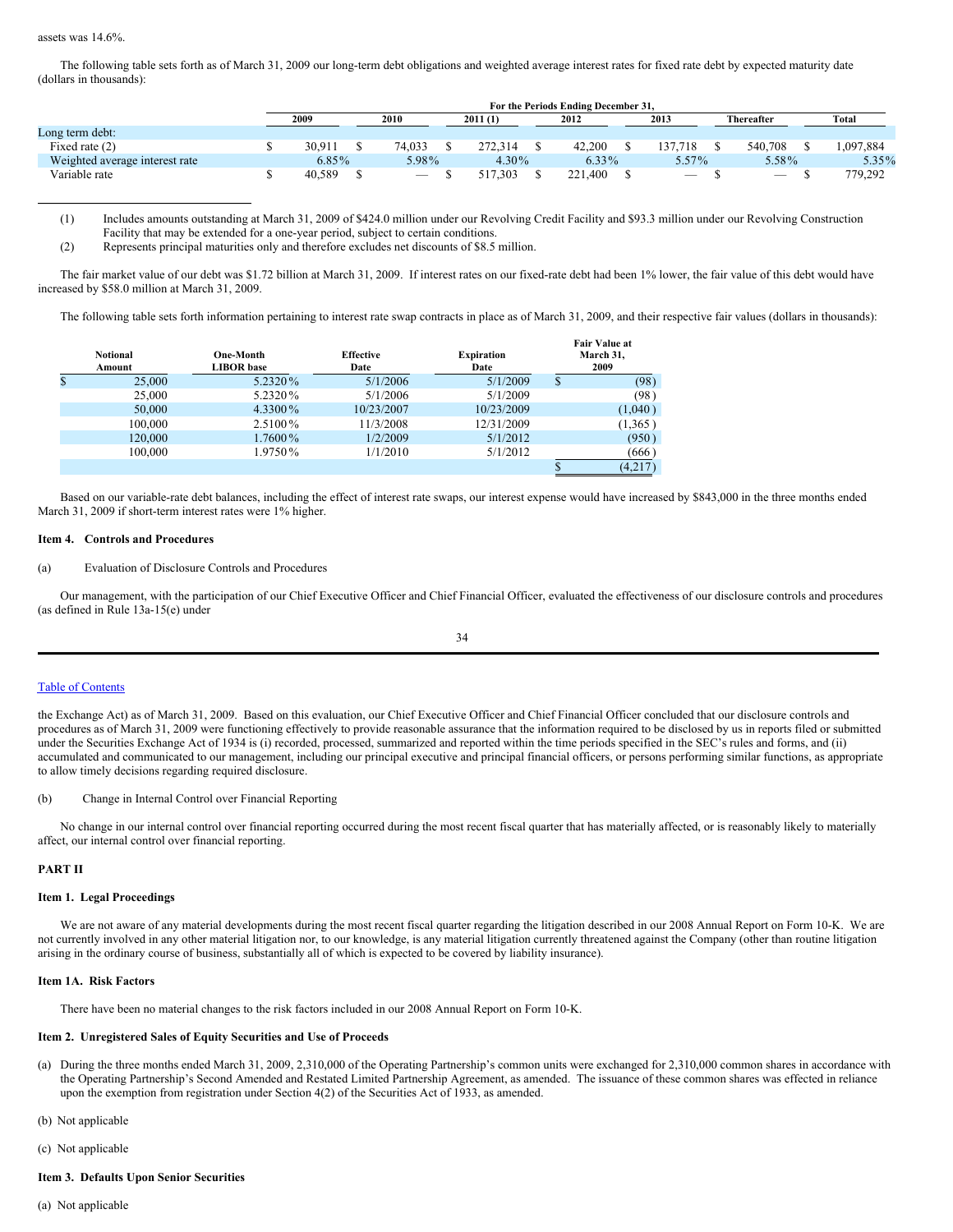assets was 14.6%.

The following table sets forth as of March 31, 2009 our long-term debt obligations and weighted average interest rates for fixed rate debt by expected maturity date (dollars in thousands):

| | For the Periods Ending December 31, | | | | | | |
|---|---|---|---|---|---|---|---|
| | 2009 | 2010 | 2011 (1) | 2012 | 2013 | Thereafter | Total |
| Long term debt: | | | | | | | |
| Fixed rate (2) | $ 30,911 | $ 74,033 | $ 272,314 | $ 42,200 | $ 137,718 | $ 540,708 | $ 1,097,884 |
| Weighted average interest rate | 6.85% | 5.98% | 4.30% | 6.33% | 5.57% | 5.58% | 5.35% |
| Variable rate | $ 40,589 | $ — | $ 517,303 | $ 221,400 | $ — | $ — | $ 779,292 |

(1) Includes amounts outstanding at March 31, 2009 of $424.0 million under our Revolving Credit Facility and $93.3 million under our Revolving Construction Facility that may be extended for a one-year period, subject to certain conditions.

(2) Represents principal maturities only and therefore excludes net discounts of $8.5 million.

The fair market value of our debt was $1.72 billion at March 31, 2009. If interest rates on our fixed-rate debt had been 1% lower, the fair value of this debt would have increased by $58.0 million at March 31, 2009.

The following table sets forth information pertaining to interest rate swap contracts in place as of March 31, 2009, and their respective fair values (dollars in thousands):

| Notional Amount | One-Month LIBOR base | Effective Date | Expiration Date | Fair Value at March 31, 2009 |
|---|---|---|---|---|
| $ 25,000 | 5.2320% | 5/1/2006 | 5/1/2009 | $ (98) |
| 25,000 | 5.2320% | 5/1/2006 | 5/1/2009 | (98) |
| 50,000 | 4.3300% | 10/23/2007 | 10/23/2009 | (1,040) |
| 100,000 | 2.5100% | 11/3/2008 | 12/31/2009 | (1,365) |
| 120,000 | 1.7600% | 1/2/2009 | 5/1/2012 | (950) |
| 100,000 | 1.9750% | 1/1/2010 | 5/1/2012 | (666) |
| | | | | $ (4,217) |

Based on our variable-rate debt balances, including the effect of interest rate swaps, our interest expense would have increased by $843,000 in the three months ended March 31, 2009 if short-term interest rates were 1% higher.

### Item 4. Controls and Procedures

(a) Evaluation of Disclosure Controls and Procedures

Our management, with the participation of our Chief Executive Officer and Chief Financial Officer, evaluated the effectiveness of our disclosure controls and procedures (as defined in Rule 13a-15(e) under the Exchange Act) as of March 31, 2009. Based on this evaluation, our Chief Executive Officer and Chief Financial Officer concluded that our disclosure controls and procedures as of March 31, 2009 were functioning effectively to provide reasonable assurance that the information required to be disclosed by us in reports filed or submitted under the Securities Exchange Act of 1934 is (i) recorded, processed, summarized and reported within the time periods specified in the SEC's rules and forms, and (ii) accumulated and communicated to our management, including our principal executive and principal financial officers, or persons performing similar functions, as appropriate to allow timely decisions regarding required disclosure.

(b) Change in Internal Control over Financial Reporting

No change in our internal control over financial reporting occurred during the most recent fiscal quarter that has materially affected, or is reasonably likely to materially affect, our internal control over financial reporting.

## PART II

### Item 1. Legal Proceedings

We are not aware of any material developments during the most recent fiscal quarter regarding the litigation described in our 2008 Annual Report on Form 10-K. We are not currently involved in any other material litigation nor, to our knowledge, is any material litigation currently threatened against the Company (other than routine litigation arising in the ordinary course of business, substantially all of which is expected to be covered by liability insurance).

### Item 1A. Risk Factors

There have been no material changes to the risk factors included in our 2008 Annual Report on Form 10-K.

### Item 2. Unregistered Sales of Equity Securities and Use of Proceeds

(a) During the three months ended March 31, 2009, 2,310,000 of the Operating Partnership's common units were exchanged for 2,310,000 common shares in accordance with the Operating Partnership's Second Amended and Restated Limited Partnership Agreement, as amended. The issuance of these common shares was effected in reliance upon the exemption from registration under Section 4(2) of the Securities Act of 1933, as amended.

(b) Not applicable

(c) Not applicable

### Item 3. Defaults Upon Senior Securities

(a) Not applicable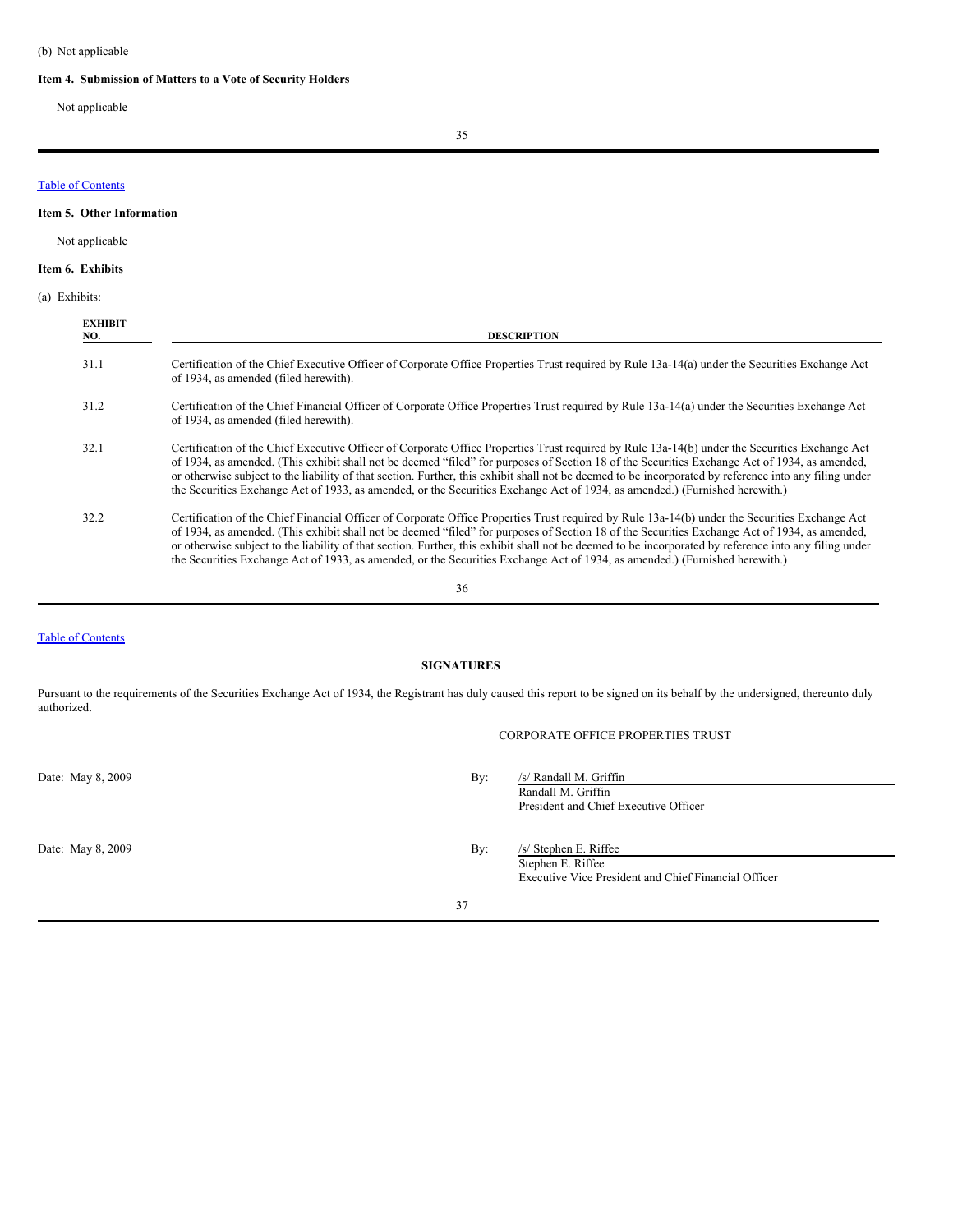(b) Not applicable

**Item 4. Submission of Matters to a Vote of Security Holders**

Not applicable

**Item 5. Other Information**

Not applicable

**Item 6. Exhibits**

(a) Exhibits:

| EXHIBIT NO. | DESCRIPTION |
|---|---|
| 31.1 | Certification of the Chief Executive Officer of Corporate Office Properties Trust required by Rule 13a-14(a) under the Securities Exchange Act of 1934, as amended (filed herewith). |
| 31.2 | Certification of the Chief Financial Officer of Corporate Office Properties Trust required by Rule 13a-14(a) under the Securities Exchange Act of 1934, as amended (filed herewith). |
| 32.1 | Certification of the Chief Executive Officer of Corporate Office Properties Trust required by Rule 13a-14(b) under the Securities Exchange Act of 1934, as amended. (This exhibit shall not be deemed "filed" for purposes of Section 18 of the Securities Exchange Act of 1934, as amended, or otherwise subject to the liability of that section. Further, this exhibit shall not be deemed to be incorporated by reference into any filing under the Securities Exchange Act of 1933, as amended, or the Securities Exchange Act of 1934, as amended.) (Furnished herewith.) |
| 32.2 | Certification of the Chief Financial Officer of Corporate Office Properties Trust required by Rule 13a-14(b) under the Securities Exchange Act of 1934, as amended. (This exhibit shall not be deemed "filed" for purposes of Section 18 of the Securities Exchange Act of 1934, as amended, or otherwise subject to the liability of that section. Further, this exhibit shall not be deemed to be incorporated by reference into any filing under the Securities Exchange Act of 1933, as amended, or the Securities Exchange Act of 1934, as amended.) (Furnished herewith.) |

**SIGNATURES**

Pursuant to the requirements of the Securities Exchange Act of 1934, the Registrant has duly caused this report to be signed on its behalf by the undersigned, thereunto duly authorized.

CORPORATE OFFICE PROPERTIES TRUST

Date: May 8, 2009

By: /s/ Randall M. Griffin
Randall M. Griffin
President and Chief Executive Officer

Date: May 8, 2009

By: /s/ Stephen E. Riffee
Stephen E. Riffee
Executive Vice President and Chief Financial Officer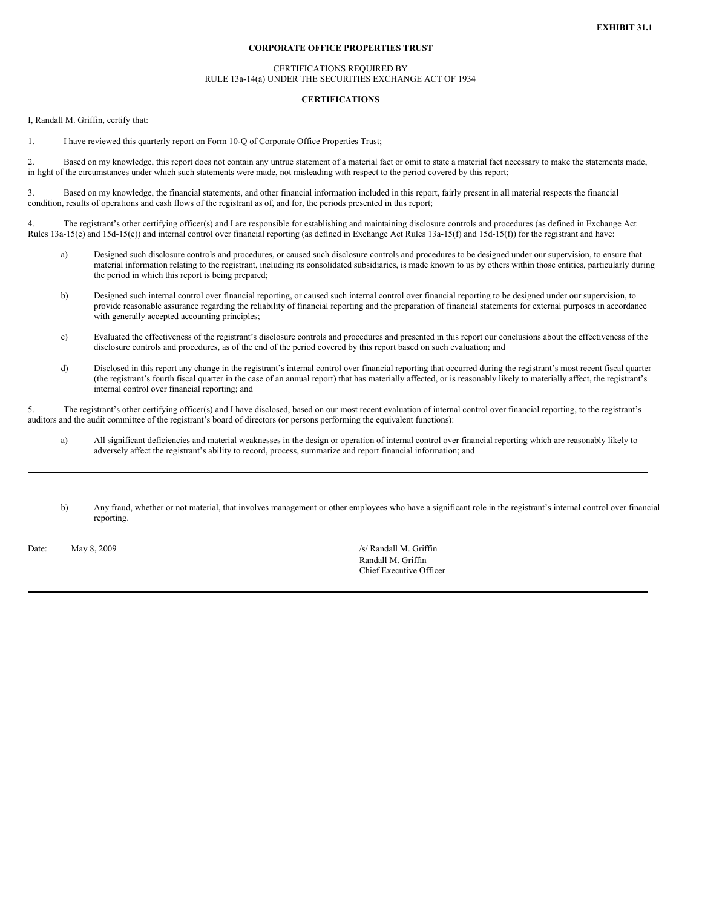**EXHIBIT 31.1**

**CORPORATE OFFICE PROPERTIES TRUST**

CERTIFICATIONS REQUIRED BY
RULE 13a-14(a) UNDER THE SECURITIES EXCHANGE ACT OF 1934

**CERTIFICATIONS**

I, Randall M. Griffin, certify that:

1. I have reviewed this quarterly report on Form 10-Q of Corporate Office Properties Trust;

2. Based on my knowledge, this report does not contain any untrue statement of a material fact or omit to state a material fact necessary to make the statements made, in light of the circumstances under which such statements were made, not misleading with respect to the period covered by this report;

3. Based on my knowledge, the financial statements, and other financial information included in this report, fairly present in all material respects the financial condition, results of operations and cash flows of the registrant as of, and for, the periods presented in this report;

4. The registrant's other certifying officer(s) and I are responsible for establishing and maintaining disclosure controls and procedures (as defined in Exchange Act Rules 13a-15(e) and 15d-15(e)) and internal control over financial reporting (as defined in Exchange Act Rules 13a-15(f) and 15d-15(f)) for the registrant and have:

   a) Designed such disclosure controls and procedures, or caused such disclosure controls and procedures to be designed under our supervision, to ensure that material information relating to the registrant, including its consolidated subsidiaries, is made known to us by others within those entities, particularly during the period in which this report is being prepared;

   b) Designed such internal control over financial reporting, or caused such internal control over financial reporting to be designed under our supervision, to provide reasonable assurance regarding the reliability of financial reporting and the preparation of financial statements for external purposes in accordance with generally accepted accounting principles;

   c) Evaluated the effectiveness of the registrant's disclosure controls and procedures and presented in this report our conclusions about the effectiveness of the disclosure controls and procedures, as of the end of the period covered by this report based on such evaluation; and

   d) Disclosed in this report any change in the registrant's internal control over financial reporting that occurred during the registrant's most recent fiscal quarter (the registrant's fourth fiscal quarter in the case of an annual report) that has materially affected, or is reasonably likely to materially affect, the registrant's internal control over financial reporting; and

5. The registrant's other certifying officer(s) and I have disclosed, based on our most recent evaluation of internal control over financial reporting, to the registrant's auditors and the audit committee of the registrant's board of directors (or persons performing the equivalent functions):

   a) All significant deficiencies and material weaknesses in the design or operation of internal control over financial reporting which are reasonably likely to adversely affect the registrant's ability to record, process, summarize and report financial information; and

   b) Any fraud, whether or not material, that involves management or other employees who have a significant role in the registrant's internal control over financial reporting.

Date: May 8, 2009

/s/ Randall M. Griffin
Randall M. Griffin
Chief Executive Officer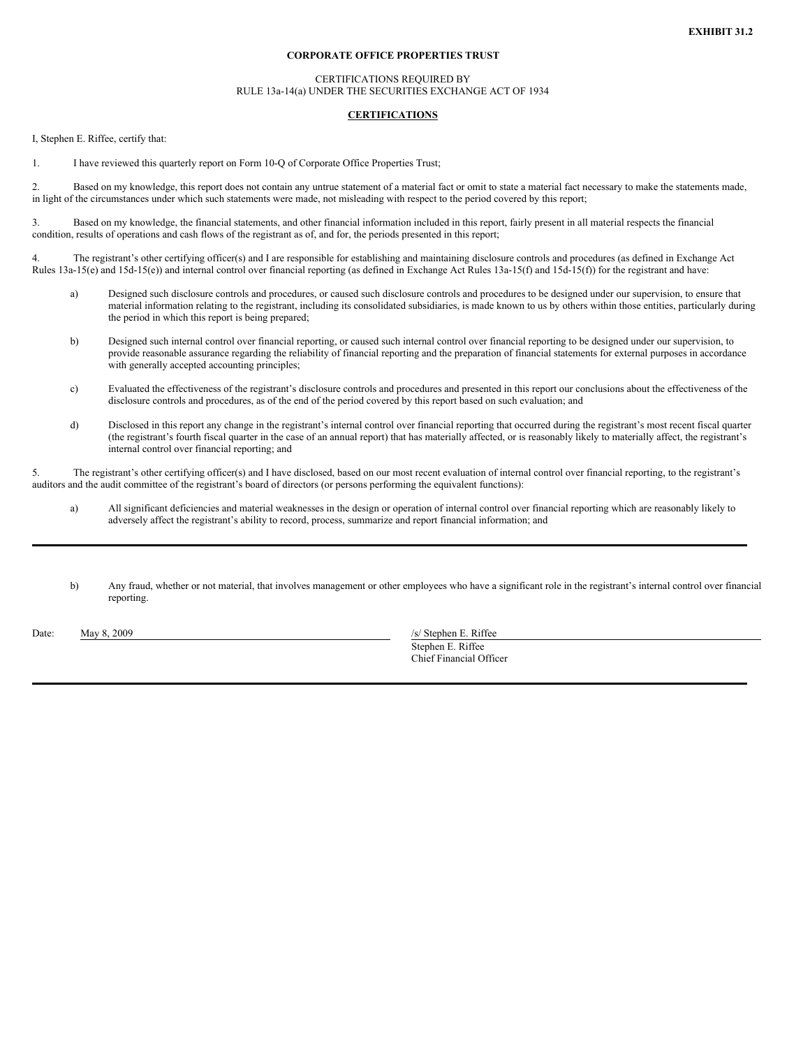**EXHIBIT 31.2**

**CORPORATE OFFICE PROPERTIES TRUST**

CERTIFICATIONS REQUIRED BY
RULE 13a-14(a) UNDER THE SECURITIES EXCHANGE ACT OF 1934

**CERTIFICATIONS**

I, Stephen E. Riffee, certify that:

1. I have reviewed this quarterly report on Form 10-Q of Corporate Office Properties Trust;

2. Based on my knowledge, this report does not contain any untrue statement of a material fact or omit to state a material fact necessary to make the statements made, in light of the circumstances under which such statements were made, not misleading with respect to the period covered by this report;

3. Based on my knowledge, the financial statements, and other financial information included in this report, fairly present in all material respects the financial condition, results of operations and cash flows of the registrant as of, and for, the periods presented in this report;

4. The registrant's other certifying officer(s) and I are responsible for establishing and maintaining disclosure controls and procedures (as defined in Exchange Act Rules 13a-15(e) and 15d-15(e)) and internal control over financial reporting (as defined in Exchange Act Rules 13a-15(f) and 15d-15(f)) for the registrant and have:

   a) Designed such disclosure controls and procedures, or caused such disclosure controls and procedures to be designed under our supervision, to ensure that material information relating to the registrant, including its consolidated subsidiaries, is made known to us by others within those entities, particularly during the period in which this report is being prepared;

   b) Designed such internal control over financial reporting, or caused such internal control over financial reporting to be designed under our supervision, to provide reasonable assurance regarding the reliability of financial reporting and the preparation of financial statements for external purposes in accordance with generally accepted accounting principles;

   c) Evaluated the effectiveness of the registrant's disclosure controls and procedures and presented in this report our conclusions about the effectiveness of the disclosure controls and procedures, as of the end of the period covered by this report based on such evaluation; and

   d) Disclosed in this report any change in the registrant's internal control over financial reporting that occurred during the registrant's most recent fiscal quarter (the registrant's fourth fiscal quarter in the case of an annual report) that has materially affected, or is reasonably likely to materially affect, the registrant's internal control over financial reporting; and

5. The registrant's other certifying officer(s) and I have disclosed, based on our most recent evaluation of internal control over financial reporting, to the registrant's auditors and the audit committee of the registrant's board of directors (or persons performing the equivalent functions):

   a) All significant deficiencies and material weaknesses in the design or operation of internal control over financial reporting which are reasonably likely to adversely affect the registrant's ability to record, process, summarize and report financial information; and

   b) Any fraud, whether or not material, that involves management or other employees who have a significant role in the registrant's internal control over financial reporting.

Date: May 8, 2009

/s/ Stephen E. Riffee
Stephen E. Riffee
Chief Financial Officer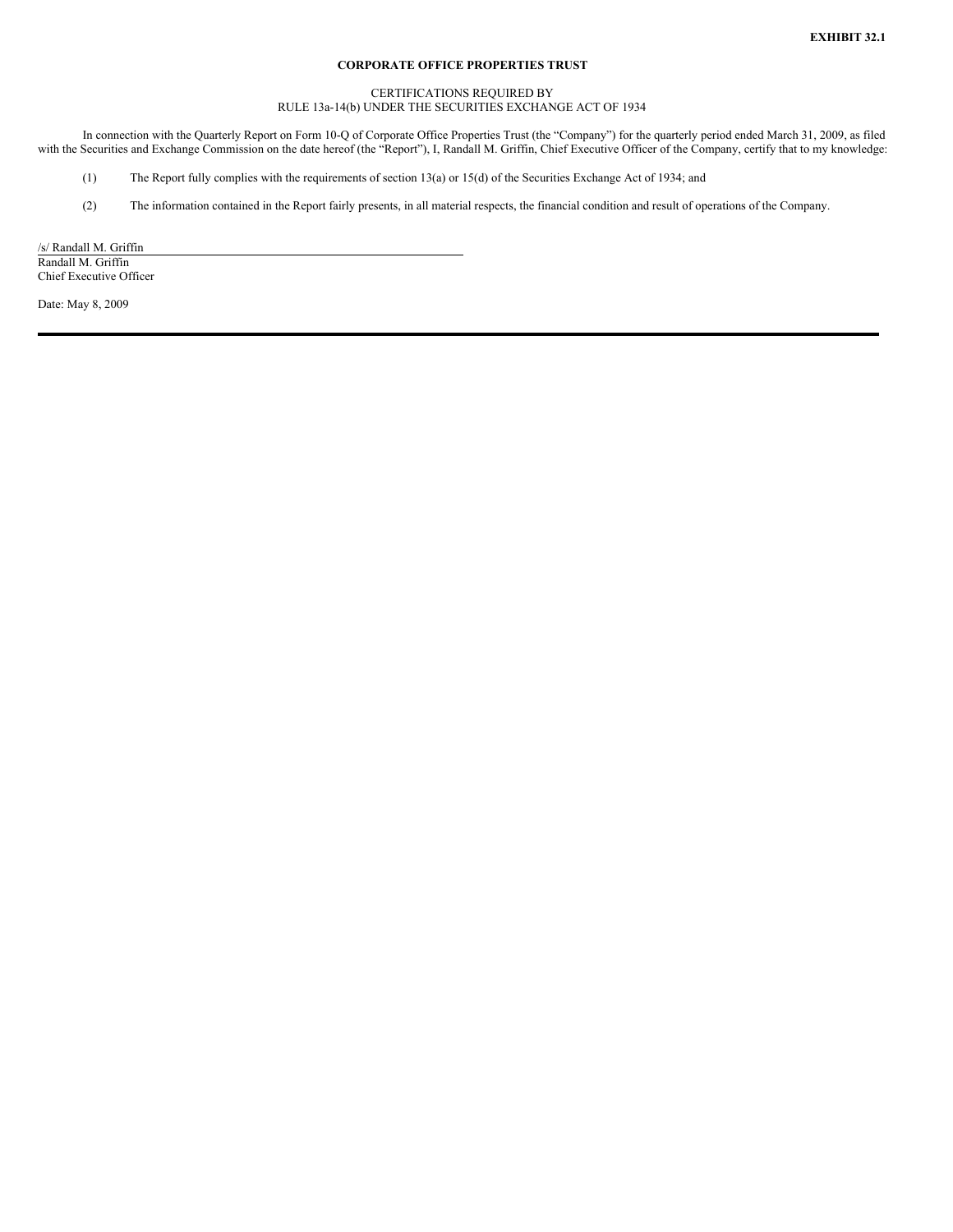**EXHIBIT 32.1**

**CORPORATE OFFICE PROPERTIES TRUST**

CERTIFICATIONS REQUIRED BY
RULE 13a-14(b) UNDER THE SECURITIES EXCHANGE ACT OF 1934

In connection with the Quarterly Report on Form 10-Q of Corporate Office Properties Trust (the "Company") for the quarterly period ended March 31, 2009, as filed with the Securities and Exchange Commission on the date hereof (the "Report"), I, Randall M. Griffin, Chief Executive Officer of the Company, certify that to my knowledge:

(1) The Report fully complies with the requirements of section 13(a) or 15(d) of the Securities Exchange Act of 1934; and

(2) The information contained in the Report fairly presents, in all material respects, the financial condition and result of operations of the Company.

/s/ Randall M. Griffin
Randall M. Griffin
Chief Executive Officer

Date: May 8, 2009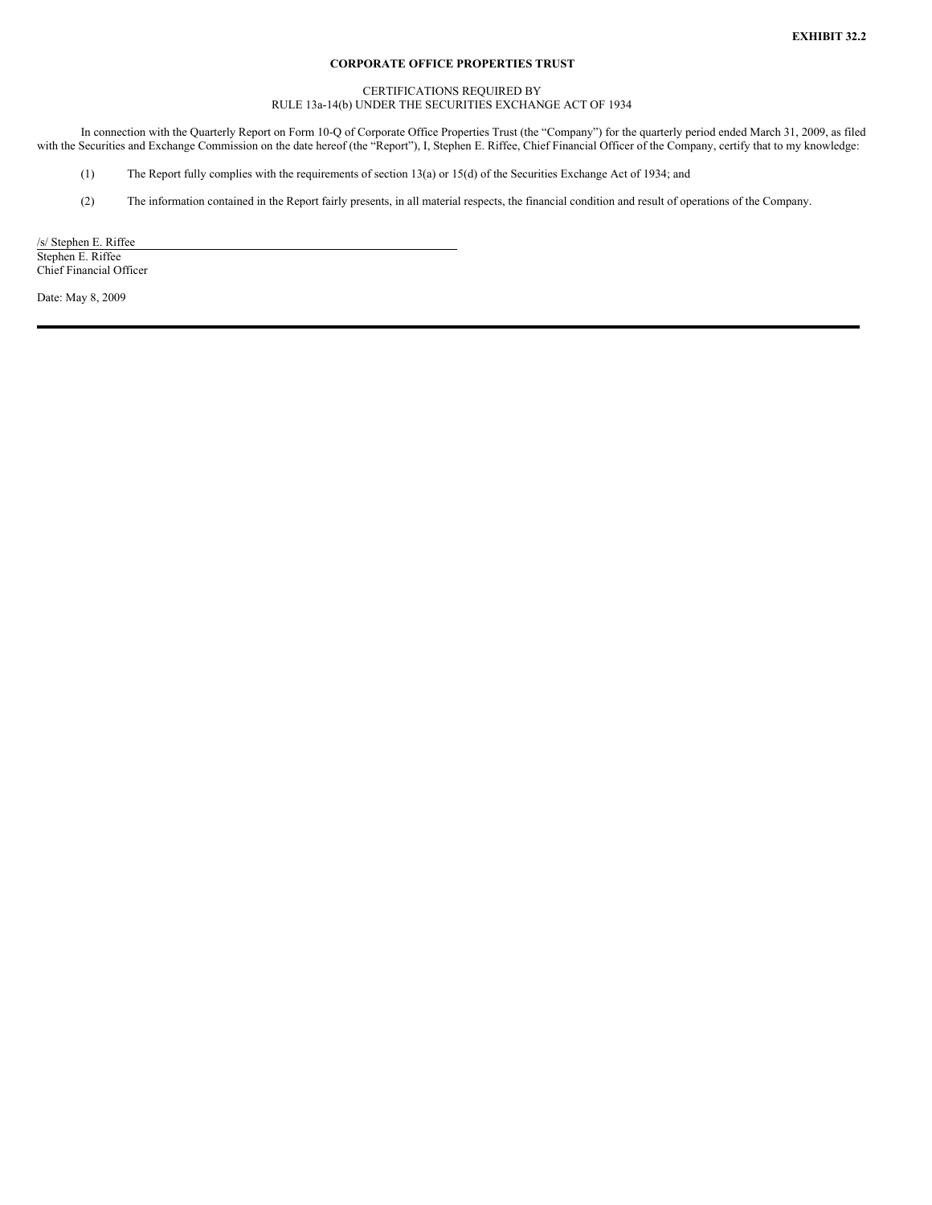**EXHIBIT 32.2**

**CORPORATE OFFICE PROPERTIES TRUST**

CERTIFICATIONS REQUIRED BY
RULE 13a-14(b) UNDER THE SECURITIES EXCHANGE ACT OF 1934

In connection with the Quarterly Report on Form 10-Q of Corporate Office Properties Trust (the "Company") for the quarterly period ended March 31, 2009, as filed with the Securities and Exchange Commission on the date hereof (the "Report"), I, Stephen E. Riffee, Chief Financial Officer of the Company, certify that to my knowledge:

(1) The Report fully complies with the requirements of section 13(a) or 15(d) of the Securities Exchange Act of 1934; and

(2) The information contained in the Report fairly presents, in all material respects, the financial condition and result of operations of the Company.

/s/ Stephen E. Riffee
Stephen E. Riffee
Chief Financial Officer

Date: May 8, 2009